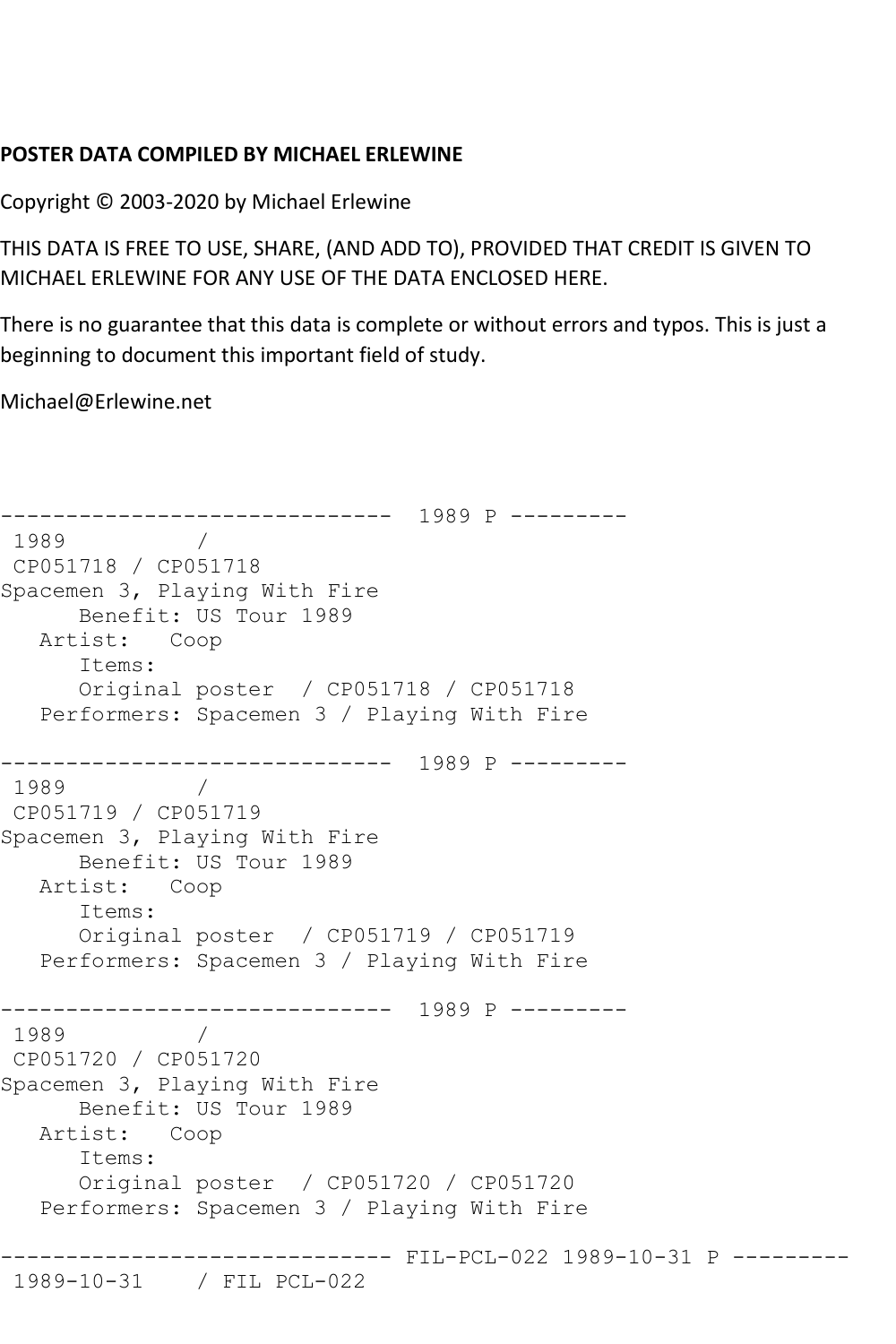**POSTER DATA COMPILED BY MICHAEL ERLEWINE**

Copyright © 2003-2020 by Michael Erlewine

THIS DATA IS FREE TO USE, SHARE, (AND ADD TO), PROVIDED THAT CREDIT IS GIVEN TO MICHAEL ERLEWINE FOR ANY USE OF THE DATA ENCLOSED HERE.

There is no guarantee that this data is complete or without errors and typos. This is just a beginning to document this important field of study.

Michael@Erlewine.net

```
------------------------------  1989 P ---------
 1989          /
 CP051718 / CP051718
Spacemen 3, Playing With Fire
      Benefit: US Tour 1989
   Artist:   Coop
      Items:
      Original poster  / CP051718 / CP051718
   Performers: Spacemen 3 / Playing With Fire

------------------------------  1989 P ---------
 1989          /
 CP051719 / CP051719
Spacemen 3, Playing With Fire
      Benefit: US Tour 1989
   Artist:   Coop
      Items:
      Original poster  / CP051719 / CP051719
   Performers: Spacemen 3 / Playing With Fire

------------------------------  1989 P ---------
 1989          /
 CP051720 / CP051720
Spacemen 3, Playing With Fire
      Benefit: US Tour 1989
   Artist:   Coop
      Items:
      Original poster  / CP051720 / CP051720
   Performers: Spacemen 3 / Playing With Fire

------------------------------ FIL-PCL-022 1989-10-31 P ---------
 1989-10-31    / FIL PCL-022
```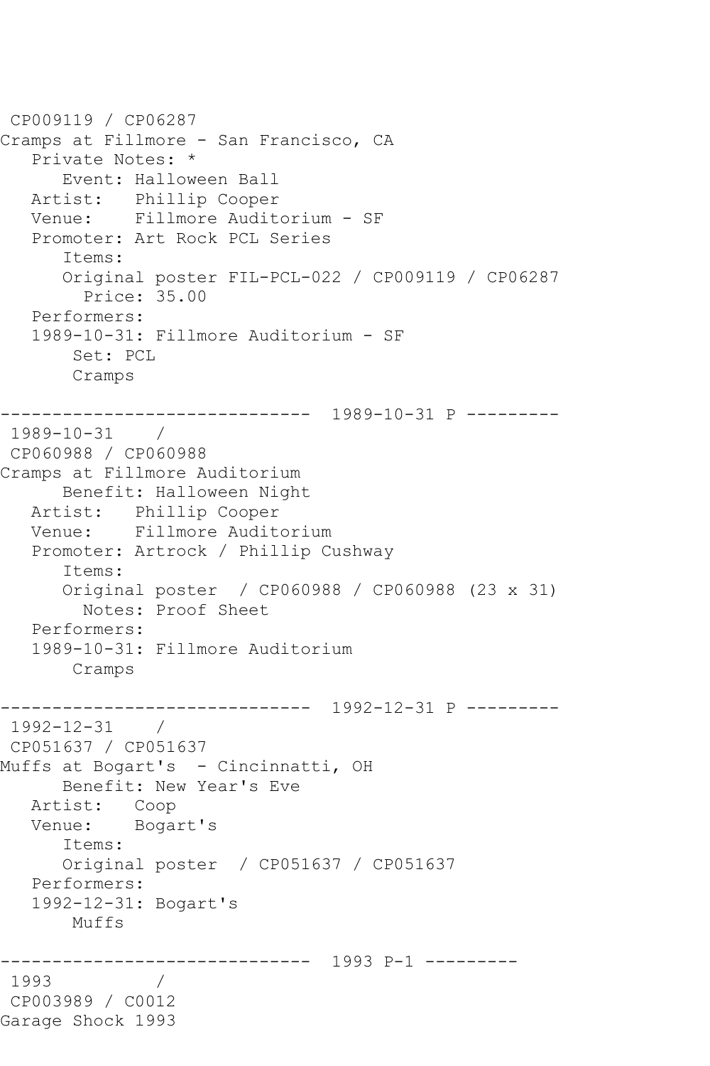CP009119 / CP06287
Cramps at Fillmore - San Francisco, CA
   Private Notes: *
      Event: Halloween Ball
   Artist:   Phillip Cooper
   Venue:    Fillmore Auditorium - SF
   Promoter: Art Rock PCL Series
      Items:
      Original poster FIL-PCL-022 / CP009119 / CP06287
        Price: 35.00
   Performers:
   1989-10-31: Fillmore Auditorium - SF
       Set: PCL
       Cramps

------------------------------  1989-10-31 P ---------
 1989-10-31    /
 CP060988 / CP060988
Cramps at Fillmore Auditorium
      Benefit: Halloween Night
   Artist:   Phillip Cooper
   Venue:    Fillmore Auditorium
   Promoter: Artrock / Phillip Cushway
      Items:
      Original poster  / CP060988 / CP060988 (23 x 31)
        Notes: Proof Sheet
   Performers:
   1989-10-31: Fillmore Auditorium
       Cramps

------------------------------  1992-12-31 P ---------
 1992-12-31    /
 CP051637 / CP051637
Muffs at Bogart's  - Cincinnatti, OH
      Benefit: New Year's Eve
   Artist:   Coop
   Venue:    Bogart's
      Items:
      Original poster  / CP051637 / CP051637
   Performers:
   1992-12-31: Bogart's
       Muffs

------------------------------  1993 P-1 ---------
 1993          /
 CP003989 / C0012
Garage Shock 1993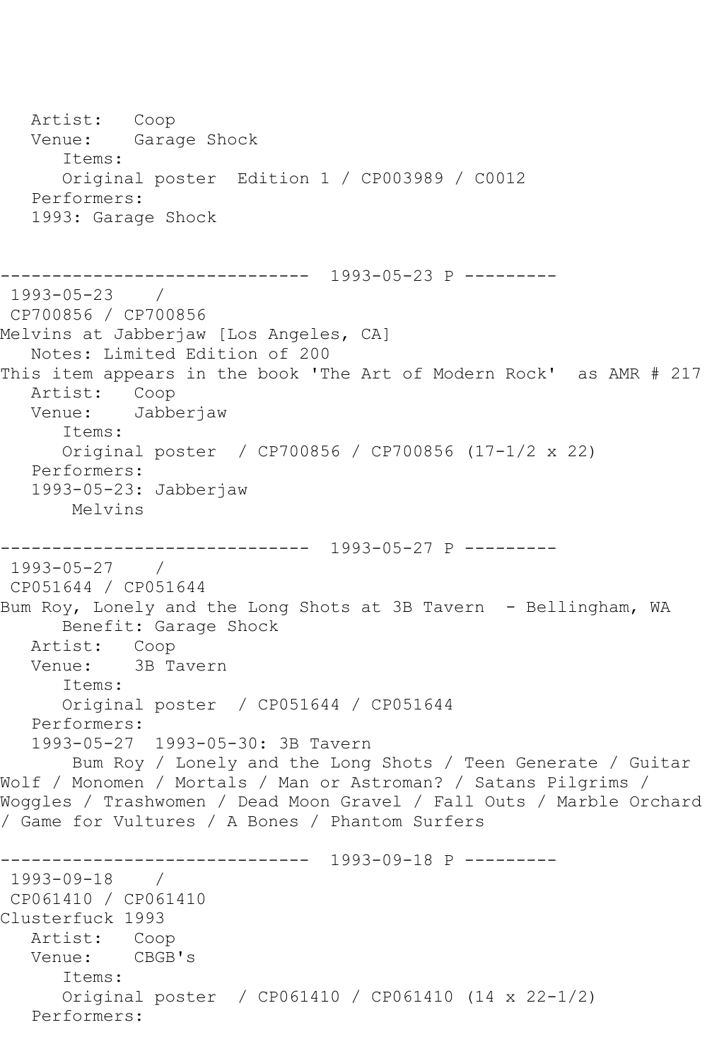Artist: Coop
Venue: Garage Shock
Items:
Original poster Edition 1 / CP003989 / C0012
Performers:
1993: Garage Shock

------------------------------ 1993-05-23 P ---------

1993-05-23 /
CP700856 / CP700856
Melvins at Jabberjaw [Los Angeles, CA]
Notes: Limited Edition of 200
This item appears in the book 'The Art of Modern Rock' as AMR # 217
Artist: Coop
Venue: Jabberjaw
Items:
Original poster / CP700856 / CP700856 (17-1/2 x 22)
Performers:
1993-05-23: Jabberjaw
Melvins

------------------------------ 1993-05-27 P ---------

1993-05-27 /
CP051644 / CP051644
Bum Roy, Lonely and the Long Shots at 3B Tavern - Bellingham, WA
Benefit: Garage Shock
Artist: Coop
Venue: 3B Tavern
Items:
Original poster / CP051644 / CP051644
Performers:
1993-05-27 1993-05-30: 3B Tavern
Bum Roy / Lonely and the Long Shots / Teen Generate / Guitar Wolf / Monomen / Mortals / Man or Astroman? / Satans Pilgrims / Woggles / Trashwomen / Dead Moon Gravel / Fall Outs / Marble Orchard / Game for Vultures / A Bones / Phantom Surfers

------------------------------ 1993-09-18 P ---------

1993-09-18 /
CP061410 / CP061410
Clusterfuck 1993
Artist: Coop
Venue: CBGB's
Items:
Original poster / CP061410 / CP061410 (14 x 22-1/2)
Performers: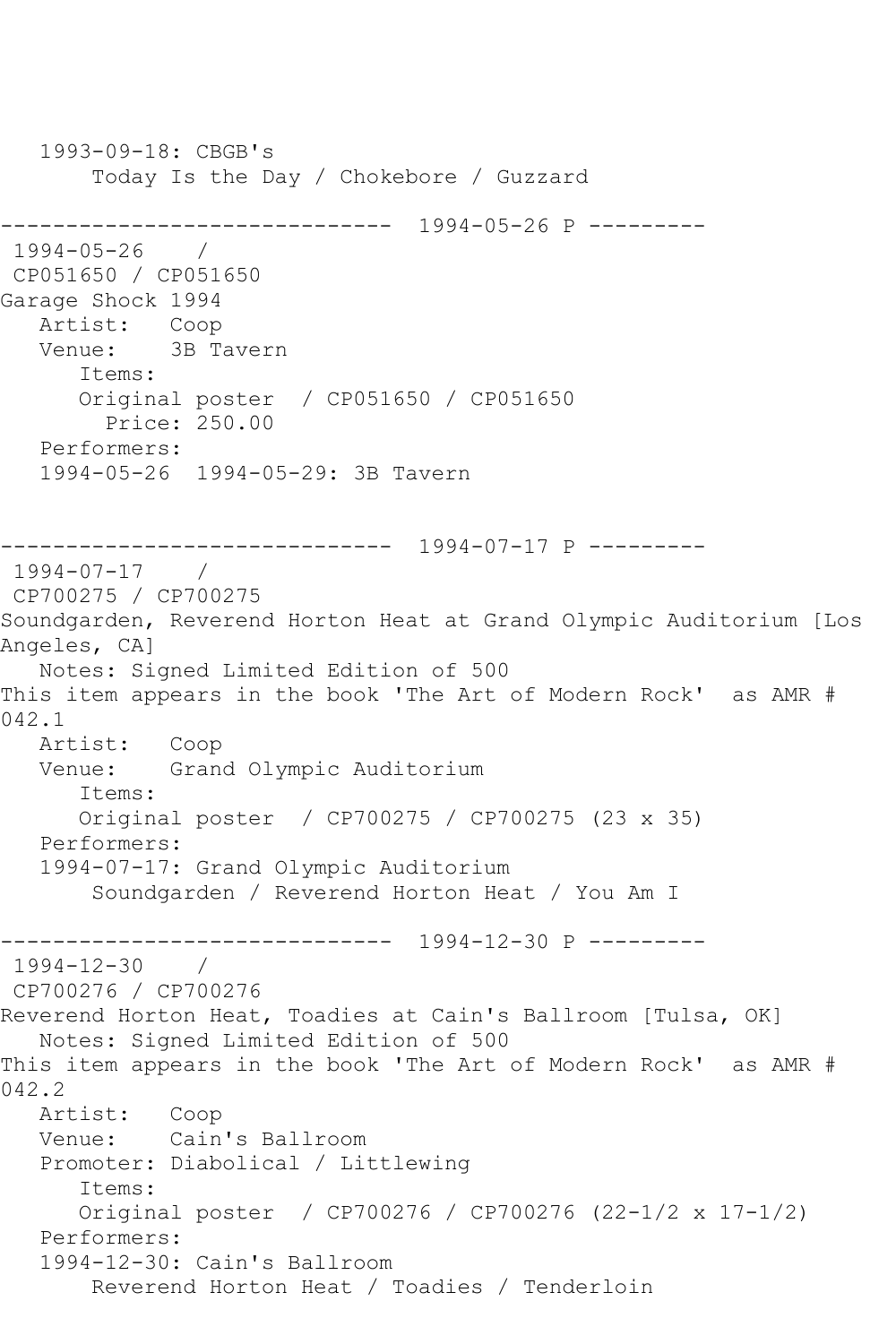1993-09-18: CBGB's
Today Is the Day / Chokebore / Guzzard

------------------------------ 1994-05-26 P ---------

1994-05-26 /
CP051650 / CP051650
Garage Shock 1994
Artist: Coop
Venue: 3B Tavern
Items:
Original poster / CP051650 / CP051650
Price: 250.00
Performers:
1994-05-26 1994-05-29: 3B Tavern

------------------------------ 1994-07-17 P ---------

1994-07-17 /
CP700275 / CP700275
Soundgarden, Reverend Horton Heat at Grand Olympic Auditorium [Los Angeles, CA]
Notes: Signed Limited Edition of 500
This item appears in the book 'The Art of Modern Rock' as AMR # 042.1
Artist: Coop
Venue: Grand Olympic Auditorium
Items:
Original poster / CP700275 / CP700275 (23 x 35)
Performers:
1994-07-17: Grand Olympic Auditorium
Soundgarden / Reverend Horton Heat / You Am I

------------------------------ 1994-12-30 P ---------

1994-12-30 /
CP700276 / CP700276
Reverend Horton Heat, Toadies at Cain's Ballroom [Tulsa, OK]
Notes: Signed Limited Edition of 500
This item appears in the book 'The Art of Modern Rock' as AMR # 042.2
Artist: Coop
Venue: Cain's Ballroom
Promoter: Diabolical / Littlewing
Items:
Original poster / CP700276 / CP700276 (22-1/2 x 17-1/2)
Performers:
1994-12-30: Cain's Ballroom
Reverend Horton Heat / Toadies / Tenderloin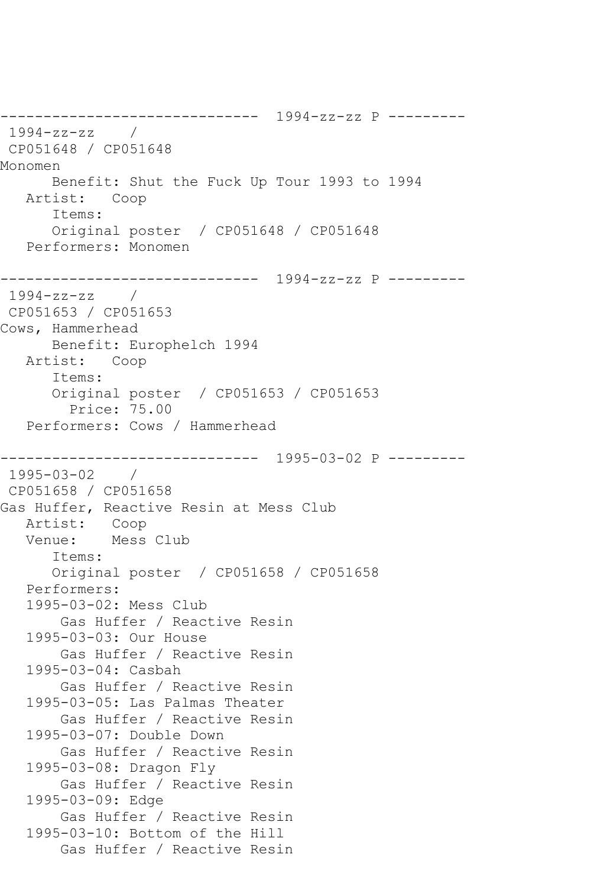```
------------------------------  1994-zz-zz P ---------
 1994-zz-zz    / 
 CP051648 / CP051648
Monomen
      Benefit: Shut the Fuck Up Tour 1993 to 1994
   Artist:   Coop
      Items:
      Original poster  / CP051648 / CP051648
   Performers: Monomen

------------------------------  1994-zz-zz P ---------
 1994-zz-zz    / 
 CP051653 / CP051653
Cows, Hammerhead
      Benefit: Europhelch 1994
   Artist:   Coop
      Items:
      Original poster  / CP051653 / CP051653
        Price: 75.00
   Performers: Cows / Hammerhead

------------------------------  1995-03-02 P ---------
 1995-03-02    / 
 CP051658 / CP051658
Gas Huffer, Reactive Resin at Mess Club
   Artist:   Coop
   Venue:    Mess Club
      Items:
      Original poster  / CP051658 / CP051658
   Performers:
   1995-03-02: Mess Club
       Gas Huffer / Reactive Resin
   1995-03-03: Our House
       Gas Huffer / Reactive Resin
   1995-03-04: Casbah
       Gas Huffer / Reactive Resin
   1995-03-05: Las Palmas Theater
       Gas Huffer / Reactive Resin
   1995-03-07: Double Down
       Gas Huffer / Reactive Resin
   1995-03-08: Dragon Fly
       Gas Huffer / Reactive Resin
   1995-03-09: Edge
       Gas Huffer / Reactive Resin
   1995-03-10: Bottom of the Hill
       Gas Huffer / Reactive Resin
```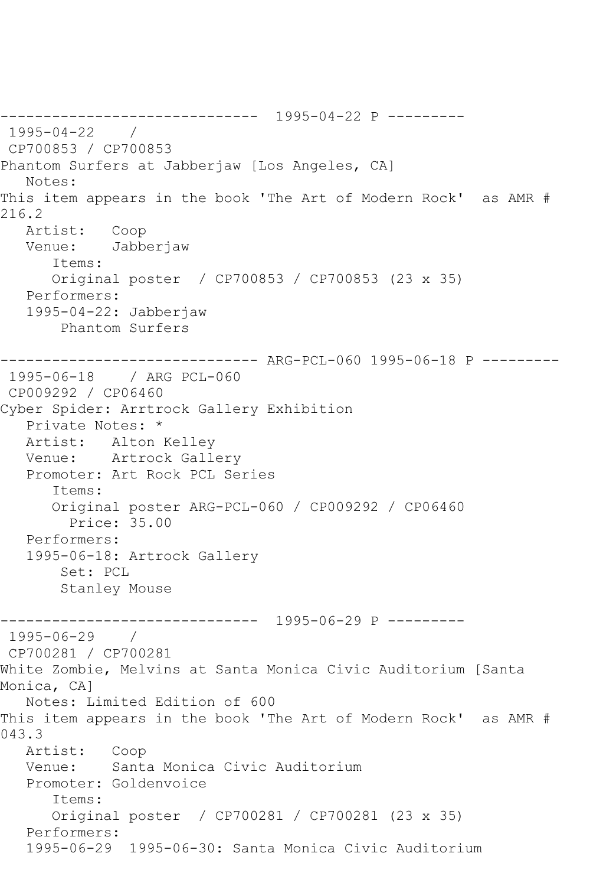------------------------------  1995-04-22 P ---------
 1995-04-22    /
 CP700853 / CP700853
Phantom Surfers at Jabberjaw [Los Angeles, CA]
   Notes:
This item appears in the book 'The Art of Modern Rock'  as AMR # 216.2
   Artist:   Coop
   Venue:    Jabberjaw
      Items:
      Original poster  / CP700853 / CP700853 (23 x 35)
   Performers:
   1995-04-22: Jabberjaw
       Phantom Surfers

------------------------------ ARG-PCL-060 1995-06-18 P ---------
 1995-06-18    / ARG PCL-060
 CP009292 / CP06460
Cyber Spider: Arrtrock Gallery Exhibition
   Private Notes: *
   Artist:   Alton Kelley
   Venue:    Artrock Gallery
   Promoter: Art Rock PCL Series
      Items:
      Original poster ARG-PCL-060 / CP009292 / CP06460
        Price: 35.00
   Performers:
   1995-06-18: Artrock Gallery
       Set: PCL
       Stanley Mouse

------------------------------  1995-06-29 P ---------
 1995-06-29    /
 CP700281 / CP700281
White Zombie, Melvins at Santa Monica Civic Auditorium [Santa Monica, CA]
   Notes: Limited Edition of 600
This item appears in the book 'The Art of Modern Rock'  as AMR # 043.3
   Artist:   Coop
   Venue:    Santa Monica Civic Auditorium
   Promoter: Goldenvoice
      Items:
      Original poster  / CP700281 / CP700281 (23 x 35)
   Performers:
   1995-06-29  1995-06-30: Santa Monica Civic Auditorium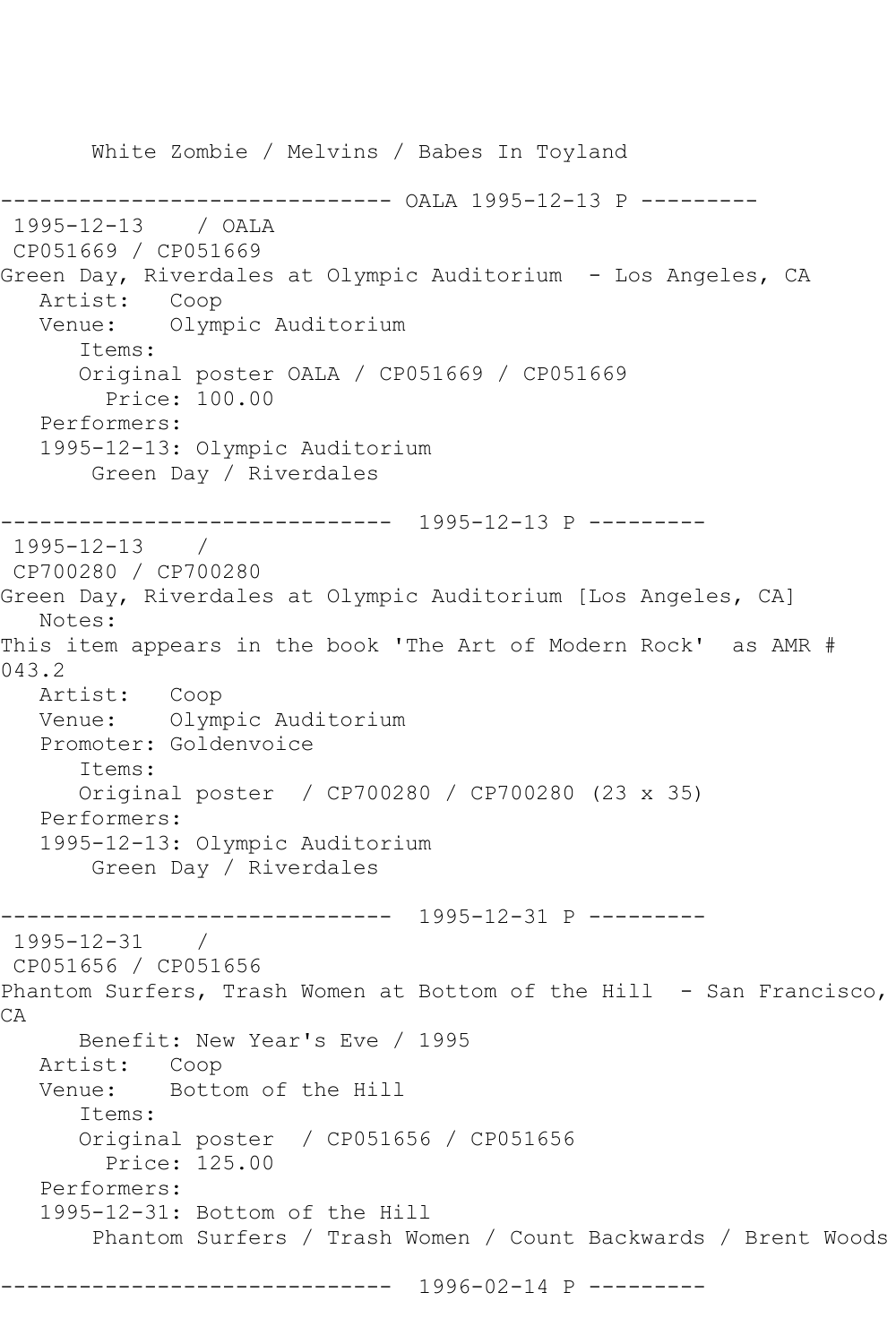White Zombie / Melvins / Babes In Toyland

------------------------------ OALA 1995-12-13 P ---------
1995-12-13 / OALA
CP051669 / CP051669
Green Day, Riverdales at Olympic Auditorium - Los Angeles, CA
Artist: Coop
Venue: Olympic Auditorium
Items:
Original poster OALA / CP051669 / CP051669
Price: 100.00
Performers:
1995-12-13: Olympic Auditorium
Green Day / Riverdales

------------------------------ 1995-12-13 P ---------
1995-12-13 /
CP700280 / CP700280
Green Day, Riverdales at Olympic Auditorium [Los Angeles, CA]
Notes:
This item appears in the book 'The Art of Modern Rock' as AMR # 043.2
Artist: Coop
Venue: Olympic Auditorium
Promoter: Goldenvoice
Items:
Original poster / CP700280 / CP700280 (23 x 35)
Performers:
1995-12-13: Olympic Auditorium
Green Day / Riverdales

------------------------------ 1995-12-31 P ---------
1995-12-31 /
CP051656 / CP051656
Phantom Surfers, Trash Women at Bottom of the Hill - San Francisco, CA
Benefit: New Year's Eve / 1995
Artist: Coop
Venue: Bottom of the Hill
Items:
Original poster / CP051656 / CP051656
Price: 125.00
Performers:
1995-12-31: Bottom of the Hill
Phantom Surfers / Trash Women / Count Backwards / Brent Woods

------------------------------ 1996-02-14 P ---------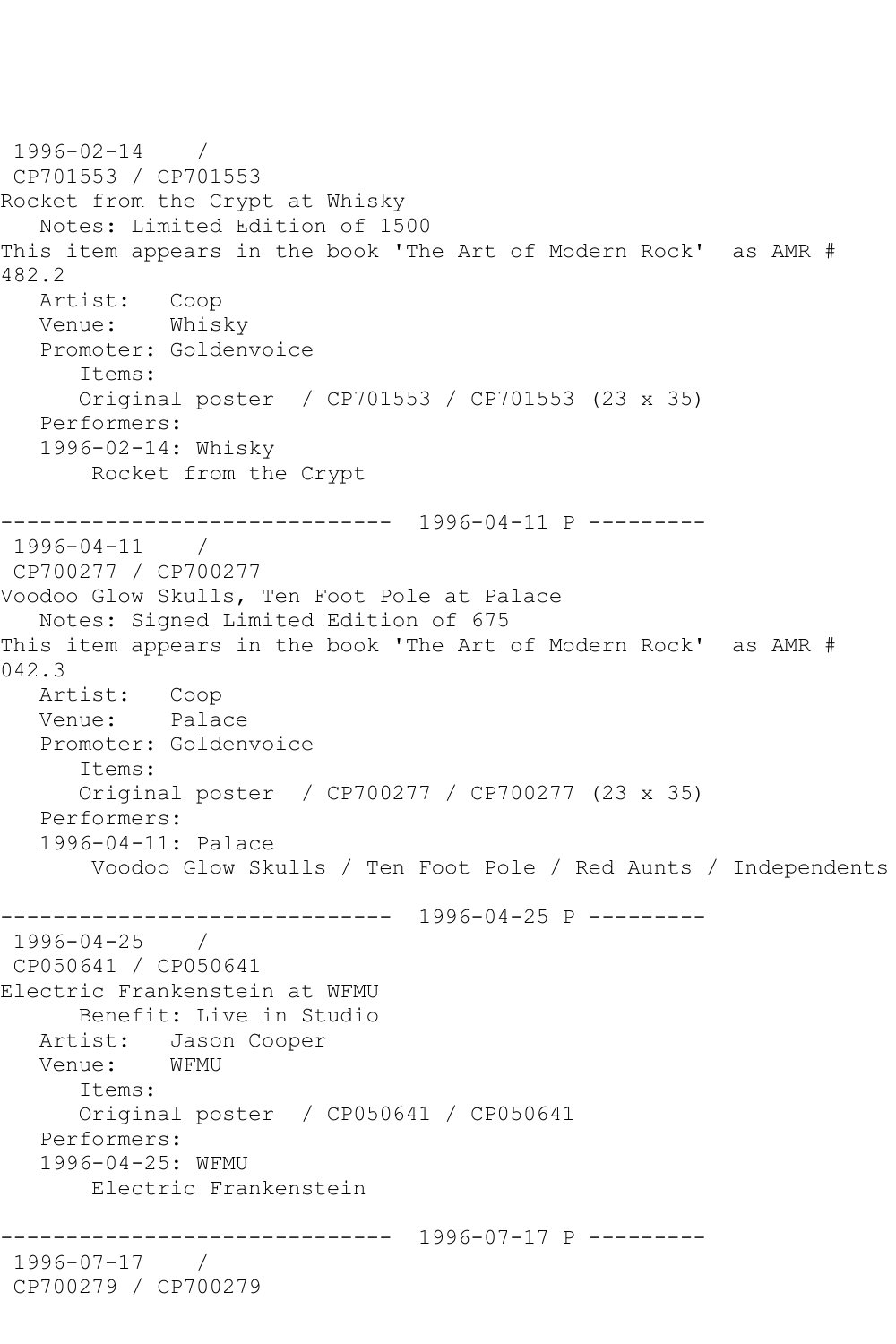1996-02-14 /
CP701553 / CP701553
Rocket from the Crypt at Whisky
Notes: Limited Edition of 1500
This item appears in the book 'The Art of Modern Rock' as AMR # 482.2
Artist: Coop
Venue: Whisky
Promoter: Goldenvoice
Items:
Original poster / CP701553 / CP701553 (23 x 35)
Performers:
1996-02-14: Whisky
Rocket from the Crypt

------------------------------ 1996-04-11 P ---------

1996-04-11 /
CP700277 / CP700277
Voodoo Glow Skulls, Ten Foot Pole at Palace
Notes: Signed Limited Edition of 675
This item appears in the book 'The Art of Modern Rock' as AMR # 042.3
Artist: Coop
Venue: Palace
Promoter: Goldenvoice
Items:
Original poster / CP700277 / CP700277 (23 x 35)
Performers:
1996-04-11: Palace
Voodoo Glow Skulls / Ten Foot Pole / Red Aunts / Independents

------------------------------ 1996-04-25 P ---------

1996-04-25 /
CP050641 / CP050641
Electric Frankenstein at WFMU
Benefit: Live in Studio
Artist: Jason Cooper
Venue: WFMU
Items:
Original poster / CP050641 / CP050641
Performers:
1996-04-25: WFMU
Electric Frankenstein

------------------------------ 1996-07-17 P ---------

1996-07-17 /
CP700279 / CP700279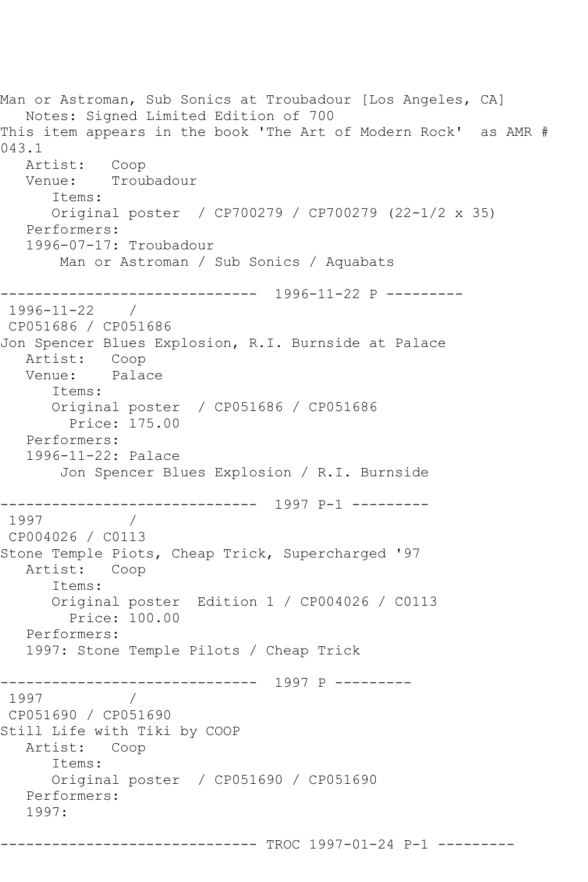Man or Astroman, Sub Sonics at Troubadour [Los Angeles, CA]
   Notes: Signed Limited Edition of 700
This item appears in the book 'The Art of Modern Rock'  as AMR # 043.1
   Artist:   Coop
   Venue:    Troubadour
      Items:
      Original poster  / CP700279 / CP700279 (22-1/2 x 35)
   Performers:
   1996-07-17: Troubadour
       Man or Astroman / Sub Sonics / Aquabats

------------------------------  1996-11-22 P ---------
 1996-11-22    /
 CP051686 / CP051686
Jon Spencer Blues Explosion, R.I. Burnside at Palace
   Artist:   Coop
   Venue:    Palace
      Items:
      Original poster  / CP051686 / CP051686
        Price: 175.00
   Performers:
   1996-11-22: Palace
       Jon Spencer Blues Explosion / R.I. Burnside

------------------------------  1997 P-1 ---------
 1997          /
 CP004026 / C0113
Stone Temple Piots, Cheap Trick, Supercharged '97
   Artist:   Coop
      Items:
      Original poster  Edition 1 / CP004026 / C0113
        Price: 100.00
   Performers:
   1997: Stone Temple Pilots / Cheap Trick

------------------------------  1997 P ---------
 1997          /
 CP051690 / CP051690
Still Life with Tiki by COOP
   Artist:   Coop
      Items:
      Original poster  / CP051690 / CP051690
   Performers:
   1997:

------------------------------ TROC 1997-01-24 P-1 ---------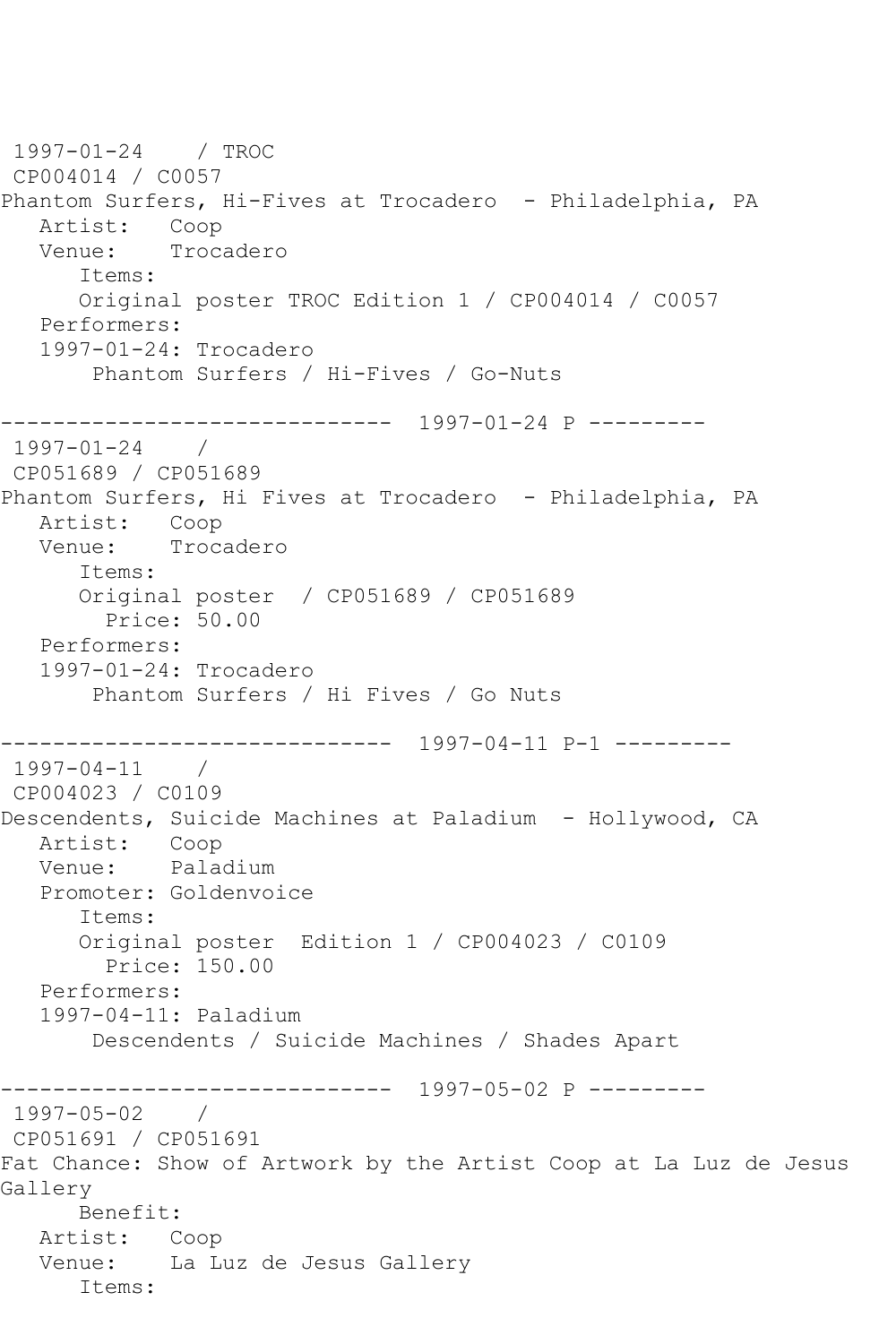```
 1997-01-24    / TROC
 CP004014 / C0057
Phantom Surfers, Hi-Fives at Trocadero  - Philadelphia, PA
   Artist:   Coop
   Venue:    Trocadero
      Items:
      Original poster TROC Edition 1 / CP004014 / C0057
   Performers:
   1997-01-24: Trocadero
       Phantom Surfers / Hi-Fives / Go-Nuts

------------------------------  1997-01-24 P ---------
 1997-01-24    /
 CP051689 / CP051689
Phantom Surfers, Hi Fives at Trocadero  - Philadelphia, PA
   Artist:   Coop
   Venue:    Trocadero
      Items:
      Original poster  / CP051689 / CP051689
        Price: 50.00
   Performers:
   1997-01-24: Trocadero
       Phantom Surfers / Hi Fives / Go Nuts

------------------------------  1997-04-11 P-1 ---------
 1997-04-11    /
 CP004023 / C0109
Descendents, Suicide Machines at Paladium  - Hollywood, CA
   Artist:   Coop
   Venue:    Paladium
   Promoter: Goldenvoice
      Items:
      Original poster  Edition 1 / CP004023 / C0109
        Price: 150.00
   Performers:
   1997-04-11: Paladium
       Descendents / Suicide Machines / Shades Apart

------------------------------  1997-05-02 P ---------
 1997-05-02    /
 CP051691 / CP051691
Fat Chance: Show of Artwork by the Artist Coop at La Luz de Jesus
Gallery
      Benefit:
   Artist:   Coop
   Venue:    La Luz de Jesus Gallery
      Items:
```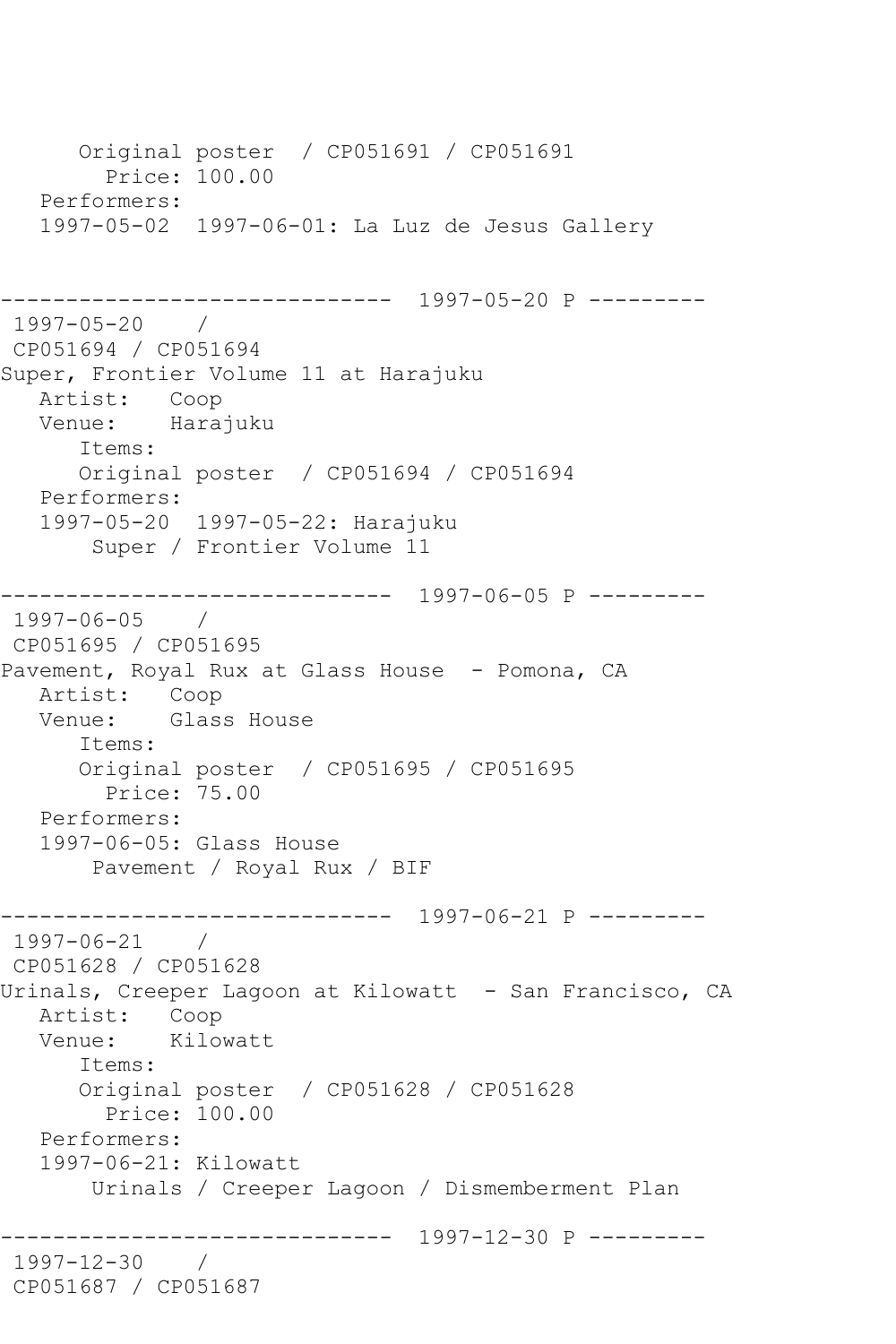```
      Original poster  / CP051691 / CP051691
        Price: 100.00
   Performers:
   1997-05-02  1997-06-01: La Luz de Jesus Gallery


------------------------------  1997-05-20 P ---------
 1997-05-20    /
 CP051694 / CP051694
Super, Frontier Volume 11 at Harajuku
   Artist:   Coop
   Venue:    Harajuku
      Items:
      Original poster  / CP051694 / CP051694
   Performers:
   1997-05-20  1997-05-22: Harajuku
       Super / Frontier Volume 11

------------------------------  1997-06-05 P ---------
 1997-06-05    /
 CP051695 / CP051695
Pavement, Royal Rux at Glass House  - Pomona, CA
   Artist:   Coop
   Venue:    Glass House
      Items:
      Original poster  / CP051695 / CP051695
        Price: 75.00
   Performers:
   1997-06-05: Glass House
       Pavement / Royal Rux / BIF

------------------------------  1997-06-21 P ---------
 1997-06-21    /
 CP051628 / CP051628
Urinals, Creeper Lagoon at Kilowatt  - San Francisco, CA
   Artist:   Coop
   Venue:    Kilowatt
      Items:
      Original poster  / CP051628 / CP051628
        Price: 100.00
   Performers:
   1997-06-21: Kilowatt
       Urinals / Creeper Lagoon / Dismemberment Plan

------------------------------  1997-12-30 P ---------
 1997-12-30    /
 CP051687 / CP051687
```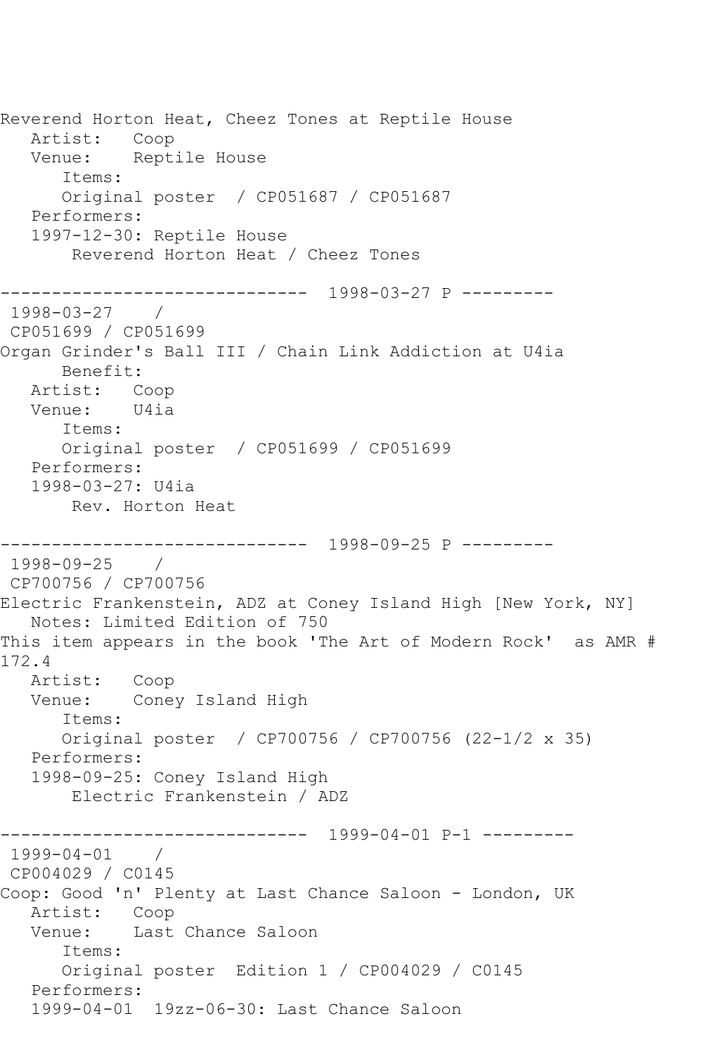Reverend Horton Heat, Cheez Tones at Reptile House
   Artist:   Coop
   Venue:    Reptile House
      Items:
      Original poster  / CP051687 / CP051687
   Performers:
   1997-12-30: Reptile House
       Reverend Horton Heat / Cheez Tones

------------------------------  1998-03-27 P ---------
 1998-03-27    /
 CP051699 / CP051699
Organ Grinder's Ball III / Chain Link Addiction at U4ia
      Benefit:
   Artist:   Coop
   Venue:    U4ia
      Items:
      Original poster  / CP051699 / CP051699
   Performers:
   1998-03-27: U4ia
       Rev. Horton Heat

------------------------------  1998-09-25 P ---------
 1998-09-25    /
 CP700756 / CP700756
Electric Frankenstein, ADZ at Coney Island High [New York, NY]
   Notes: Limited Edition of 750
This item appears in the book 'The Art of Modern Rock'  as AMR # 172.4
   Artist:   Coop
   Venue:    Coney Island High
      Items:
      Original poster  / CP700756 / CP700756 (22-1/2 x 35)
   Performers:
   1998-09-25: Coney Island High
       Electric Frankenstein / ADZ

------------------------------  1999-04-01 P-1 ---------
 1999-04-01    /
 CP004029 / C0145
Coop: Good 'n' Plenty at Last Chance Saloon - London, UK
   Artist:   Coop
   Venue:    Last Chance Saloon
      Items:
      Original poster  Edition 1 / CP004029 / C0145
   Performers:
   1999-04-01  19zz-06-30: Last Chance Saloon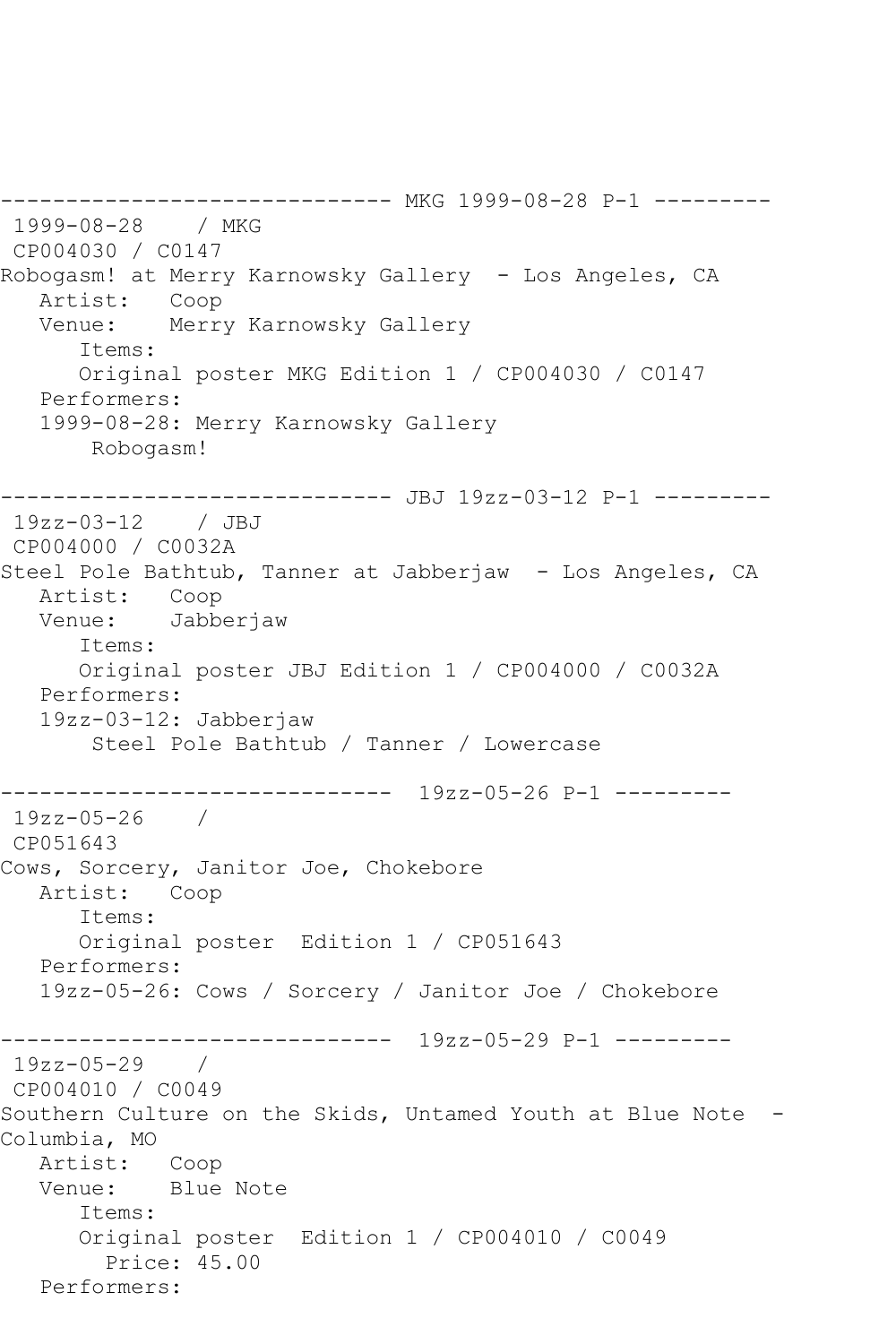```
------------------------------ MKG 1999-08-28 P-1 ---------
 1999-08-28    / MKG
 CP004030 / C0147
Robogasm! at Merry Karnowsky Gallery  - Los Angeles, CA
   Artist:   Coop
   Venue:    Merry Karnowsky Gallery
      Items:
      Original poster MKG Edition 1 / CP004030 / C0147
   Performers:
   1999-08-28: Merry Karnowsky Gallery
       Robogasm!

------------------------------ JBJ 19zz-03-12 P-1 ---------
 19zz-03-12    / JBJ
 CP004000 / C0032A
Steel Pole Bathtub, Tanner at Jabberjaw  - Los Angeles, CA
   Artist:   Coop
   Venue:    Jabberjaw
      Items:
      Original poster JBJ Edition 1 / CP004000 / C0032A
   Performers:
   19zz-03-12: Jabberjaw
       Steel Pole Bathtub / Tanner / Lowercase

------------------------------  19zz-05-26 P-1 ---------
 19zz-05-26    /
 CP051643
Cows, Sorcery, Janitor Joe, Chokebore
   Artist:   Coop
      Items:
      Original poster  Edition 1 / CP051643
   Performers:
   19zz-05-26: Cows / Sorcery / Janitor Joe / Chokebore

------------------------------  19zz-05-29 P-1 ---------
 19zz-05-29    /
 CP004010 / C0049
Southern Culture on the Skids, Untamed Youth at Blue Note  -
Columbia, MO
   Artist:   Coop
   Venue:    Blue Note
      Items:
      Original poster  Edition 1 / CP004010 / C0049
        Price: 45.00
   Performers:
```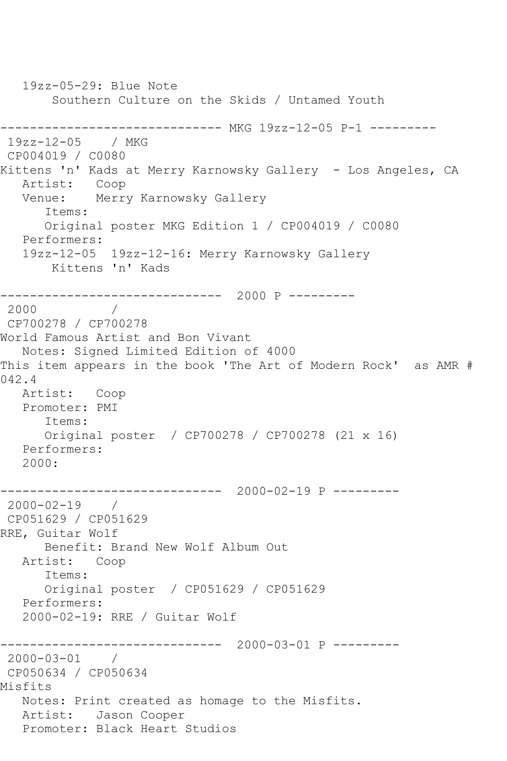19zz-05-29: Blue Note
Southern Culture on the Skids / Untamed Youth

------------------------------ MKG 19zz-12-05 P-1 ---------

19zz-12-05 / MKG
CP004019 / C0080
Kittens 'n' Kads at Merry Karnowsky Gallery - Los Angeles, CA
Artist: Coop
Venue: Merry Karnowsky Gallery
Items:
Original poster MKG Edition 1 / CP004019 / C0080
Performers:
19zz-12-05 19zz-12-16: Merry Karnowsky Gallery
Kittens 'n' Kads

------------------------------ 2000 P ---------

2000 /
CP700278 / CP700278
World Famous Artist and Bon Vivant
Notes: Signed Limited Edition of 4000
This item appears in the book 'The Art of Modern Rock' as AMR # 042.4
Artist: Coop
Promoter: PMI
Items:
Original poster / CP700278 / CP700278 (21 x 16)
Performers:
2000:

------------------------------ 2000-02-19 P ---------

2000-02-19 /
CP051629 / CP051629
RRE, Guitar Wolf
Benefit: Brand New Wolf Album Out
Artist: Coop
Items:
Original poster / CP051629 / CP051629
Performers:
2000-02-19: RRE / Guitar Wolf

------------------------------ 2000-03-01 P ---------

2000-03-01 /
CP050634 / CP050634
Misfits
Notes: Print created as homage to the Misfits.
Artist: Jason Cooper
Promoter: Black Heart Studios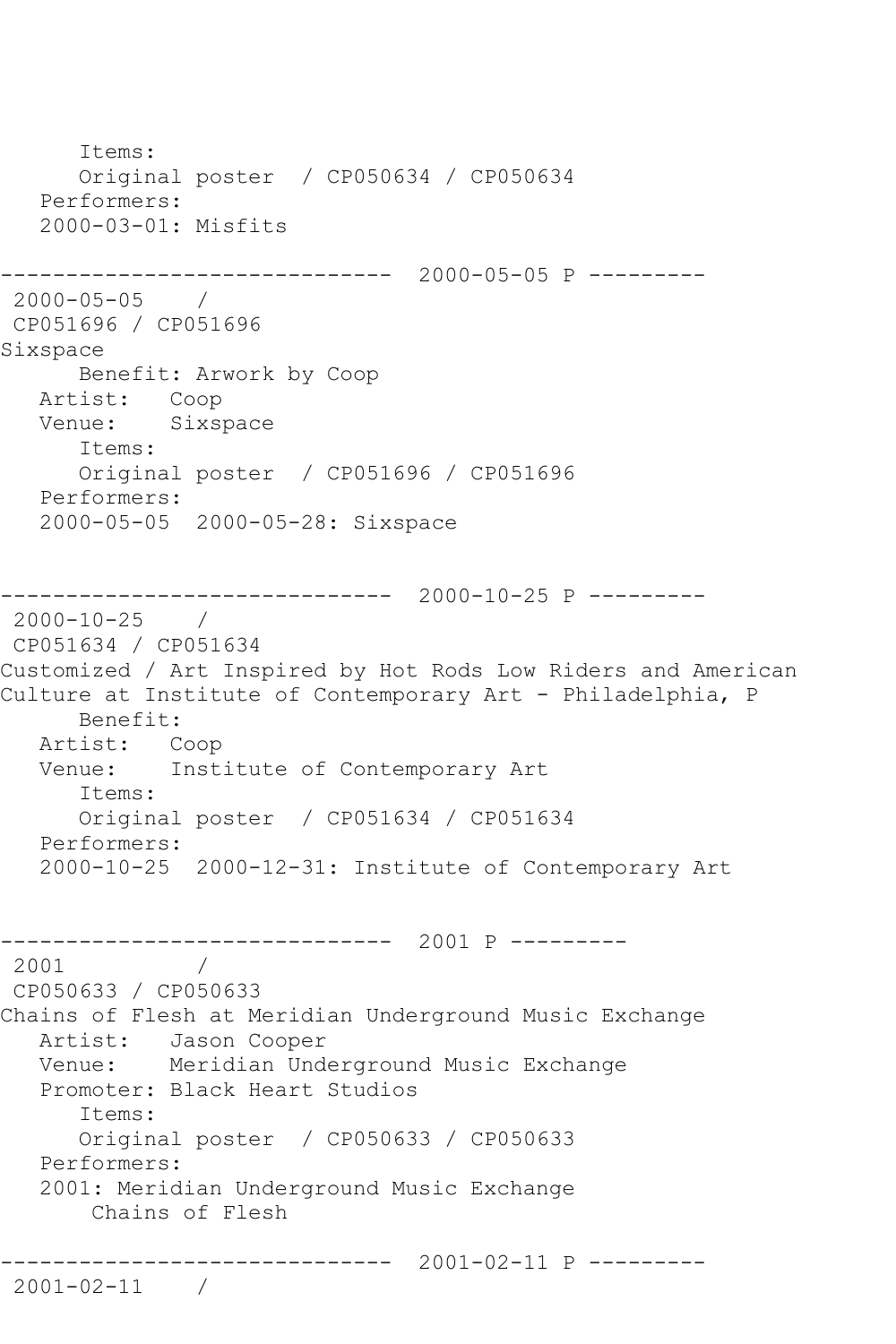```
      Items:
      Original poster  / CP050634 / CP050634
   Performers:
   2000-03-01: Misfits

------------------------------  2000-05-05 P ---------
 2000-05-05    /
 CP051696 / CP051696
Sixspace
      Benefit: Arwork by Coop
   Artist:   Coop
   Venue:    Sixspace
      Items:
      Original poster  / CP051696 / CP051696
   Performers:
   2000-05-05  2000-05-28: Sixspace


------------------------------  2000-10-25 P ---------
 2000-10-25    /
 CP051634 / CP051634
Customized / Art Inspired by Hot Rods Low Riders and American
Culture at Institute of Contemporary Art - Philadelphia, P
      Benefit:
   Artist:   Coop
   Venue:    Institute of Contemporary Art
      Items:
      Original poster  / CP051634 / CP051634
   Performers:
   2000-10-25  2000-12-31: Institute of Contemporary Art


------------------------------  2001 P ---------
 2001          /
 CP050633 / CP050633
Chains of Flesh at Meridian Underground Music Exchange
   Artist:   Jason Cooper
   Venue:    Meridian Underground Music Exchange
   Promoter: Black Heart Studios
      Items:
      Original poster  / CP050633 / CP050633
   Performers:
   2001: Meridian Underground Music Exchange
       Chains of Flesh

------------------------------  2001-02-11 P ---------
 2001-02-11    /
```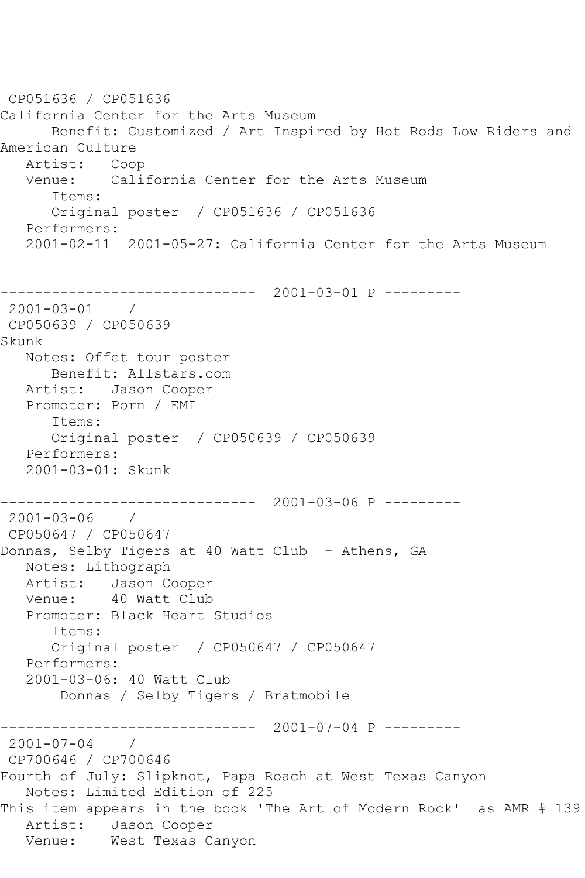CP051636 / CP051636
California Center for the Arts Museum
Benefit: Customized / Art Inspired by Hot Rods Low Riders and American Culture
Artist: Coop
Venue: California Center for the Arts Museum
Items:
Original poster / CP051636 / CP051636
Performers:
2001-02-11 2001-05-27: California Center for the Arts Museum

------------------------------ 2001-03-01 P ---------

2001-03-01 /
CP050639 / CP050639
Skunk
Notes: Offet tour poster
Benefit: Allstars.com
Artist: Jason Cooper
Promoter: Porn / EMI
Items:
Original poster / CP050639 / CP050639
Performers:
2001-03-01: Skunk

------------------------------ 2001-03-06 P ---------

2001-03-06 /
CP050647 / CP050647
Donnas, Selby Tigers at 40 Watt Club - Athens, GA
Notes: Lithograph
Artist: Jason Cooper
Venue: 40 Watt Club
Promoter: Black Heart Studios
Items:
Original poster / CP050647 / CP050647
Performers:
2001-03-06: 40 Watt Club
Donnas / Selby Tigers / Bratmobile

------------------------------ 2001-07-04 P ---------

2001-07-04 /
CP700646 / CP700646
Fourth of July: Slipknot, Papa Roach at West Texas Canyon
Notes: Limited Edition of 225
This item appears in the book 'The Art of Modern Rock' as AMR # 139
Artist: Jason Cooper
Venue: West Texas Canyon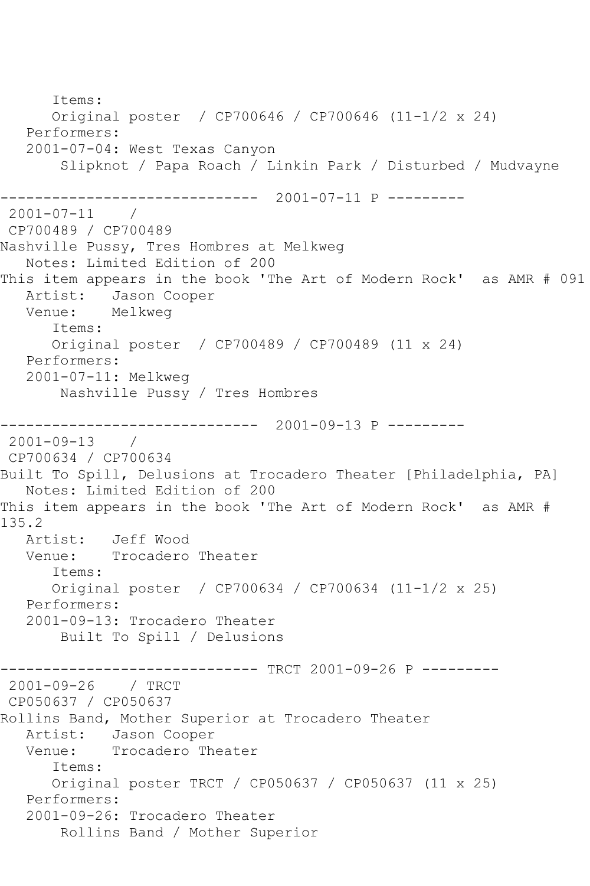Items:
      Original poster  / CP700646 / CP700646 (11-1/2 x 24)
   Performers:
   2001-07-04: West Texas Canyon
       Slipknot / Papa Roach / Linkin Park / Disturbed / Mudvayne

------------------------------  2001-07-11 P ---------
 2001-07-11    /
 CP700489 / CP700489
Nashville Pussy, Tres Hombres at Melkweg
   Notes: Limited Edition of 200
This item appears in the book 'The Art of Modern Rock'  as AMR # 091
   Artist:   Jason Cooper
   Venue:    Melkweg
      Items:
      Original poster  / CP700489 / CP700489 (11 x 24)
   Performers:
   2001-07-11: Melkweg
       Nashville Pussy / Tres Hombres

------------------------------  2001-09-13 P ---------
 2001-09-13    /
 CP700634 / CP700634
Built To Spill, Delusions at Trocadero Theater [Philadelphia, PA]
   Notes: Limited Edition of 200
This item appears in the book 'The Art of Modern Rock'  as AMR # 135.2
   Artist:   Jeff Wood
   Venue:    Trocadero Theater
      Items:
      Original poster  / CP700634 / CP700634 (11-1/2 x 25)
   Performers:
   2001-09-13: Trocadero Theater
       Built To Spill / Delusions

------------------------------ TRCT 2001-09-26 P ---------
 2001-09-26    / TRCT
 CP050637 / CP050637
Rollins Band, Mother Superior at Trocadero Theater
   Artist:   Jason Cooper
   Venue:    Trocadero Theater
      Items:
      Original poster TRCT / CP050637 / CP050637 (11 x 25)
   Performers:
   2001-09-26: Trocadero Theater
       Rollins Band / Mother Superior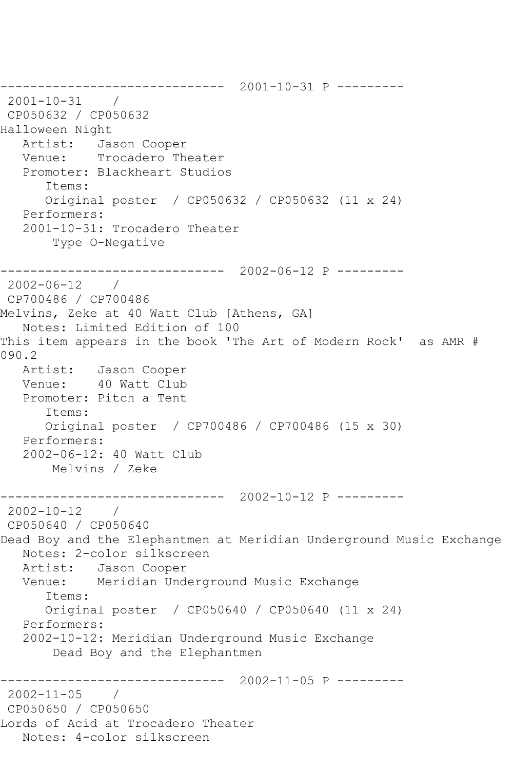------------------------------  2001-10-31 P ---------

2001-10-31    /

CP050632 / CP050632

Halloween Night

Artist:   Jason Cooper

Venue:    Trocadero Theater

Promoter: Blackheart Studios

Items:

Original poster  / CP050632 / CP050632 (11 x 24)

Performers:

2001-10-31: Trocadero Theater

Type O-Negative

------------------------------  2002-06-12 P ---------

2002-06-12    /

CP700486 / CP700486

Melvins, Zeke at 40 Watt Club [Athens, GA]

Notes: Limited Edition of 100

This item appears in the book 'The Art of Modern Rock'  as AMR # 090.2

Artist:   Jason Cooper

Venue:    40 Watt Club

Promoter: Pitch a Tent

Items:

Original poster  / CP700486 / CP700486 (15 x 30)

Performers:

2002-06-12: 40 Watt Club

Melvins / Zeke

------------------------------  2002-10-12 P ---------

2002-10-12    /

CP050640 / CP050640

Dead Boy and the Elephantmen at Meridian Underground Music Exchange

Notes: 2-color silkscreen

Artist:   Jason Cooper

Venue:    Meridian Underground Music Exchange

Items:

Original poster  / CP050640 / CP050640 (11 x 24)

Performers:

2002-10-12: Meridian Underground Music Exchange

Dead Boy and the Elephantmen

------------------------------  2002-11-05 P ---------

2002-11-05    /

CP050650 / CP050650

Lords of Acid at Trocadero Theater

Notes: 4-color silkscreen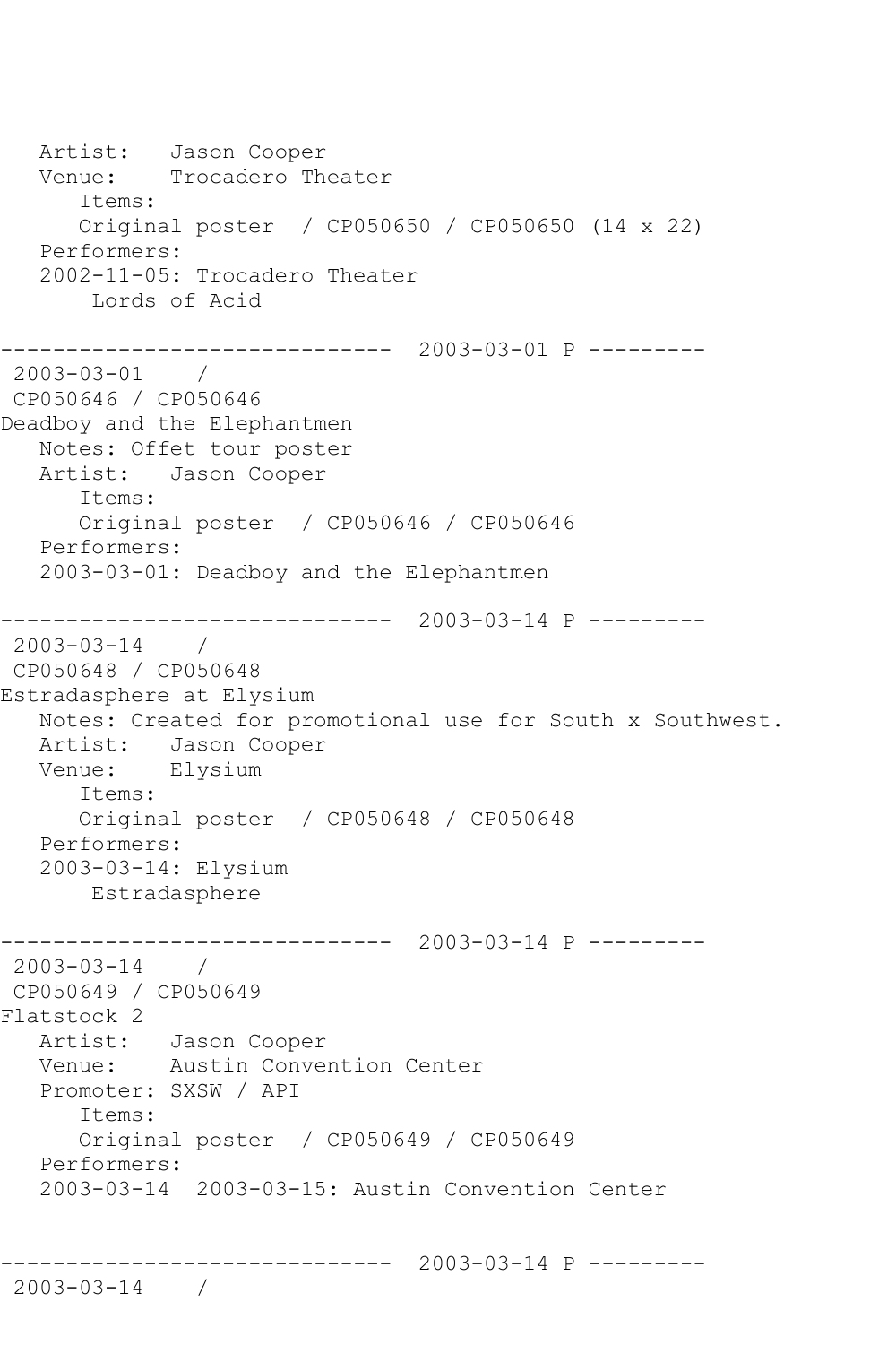```
   Artist:   Jason Cooper
   Venue:    Trocadero Theater
      Items:
      Original poster  / CP050650 / CP050650 (14 x 22)
   Performers:
   2002-11-05: Trocadero Theater
       Lords of Acid

------------------------------  2003-03-01 P ---------
 2003-03-01    / 
 CP050646 / CP050646
Deadboy and the Elephantmen
   Notes: Offet tour poster
   Artist:   Jason Cooper
      Items:
      Original poster  / CP050646 / CP050646
   Performers:
   2003-03-01: Deadboy and the Elephantmen

------------------------------  2003-03-14 P ---------
 2003-03-14    / 
 CP050648 / CP050648
Estradasphere at Elysium
   Notes: Created for promotional use for South x Southwest.
   Artist:   Jason Cooper
   Venue:    Elysium
      Items:
      Original poster  / CP050648 / CP050648
   Performers:
   2003-03-14: Elysium
       Estradasphere

------------------------------  2003-03-14 P ---------
 2003-03-14    / 
 CP050649 / CP050649
Flatstock 2
   Artist:   Jason Cooper
   Venue:    Austin Convention Center
   Promoter: SXSW / API
      Items:
      Original poster  / CP050649 / CP050649
   Performers:
   2003-03-14  2003-03-15: Austin Convention Center


------------------------------  2003-03-14 P ---------
 2003-03-14    / 
```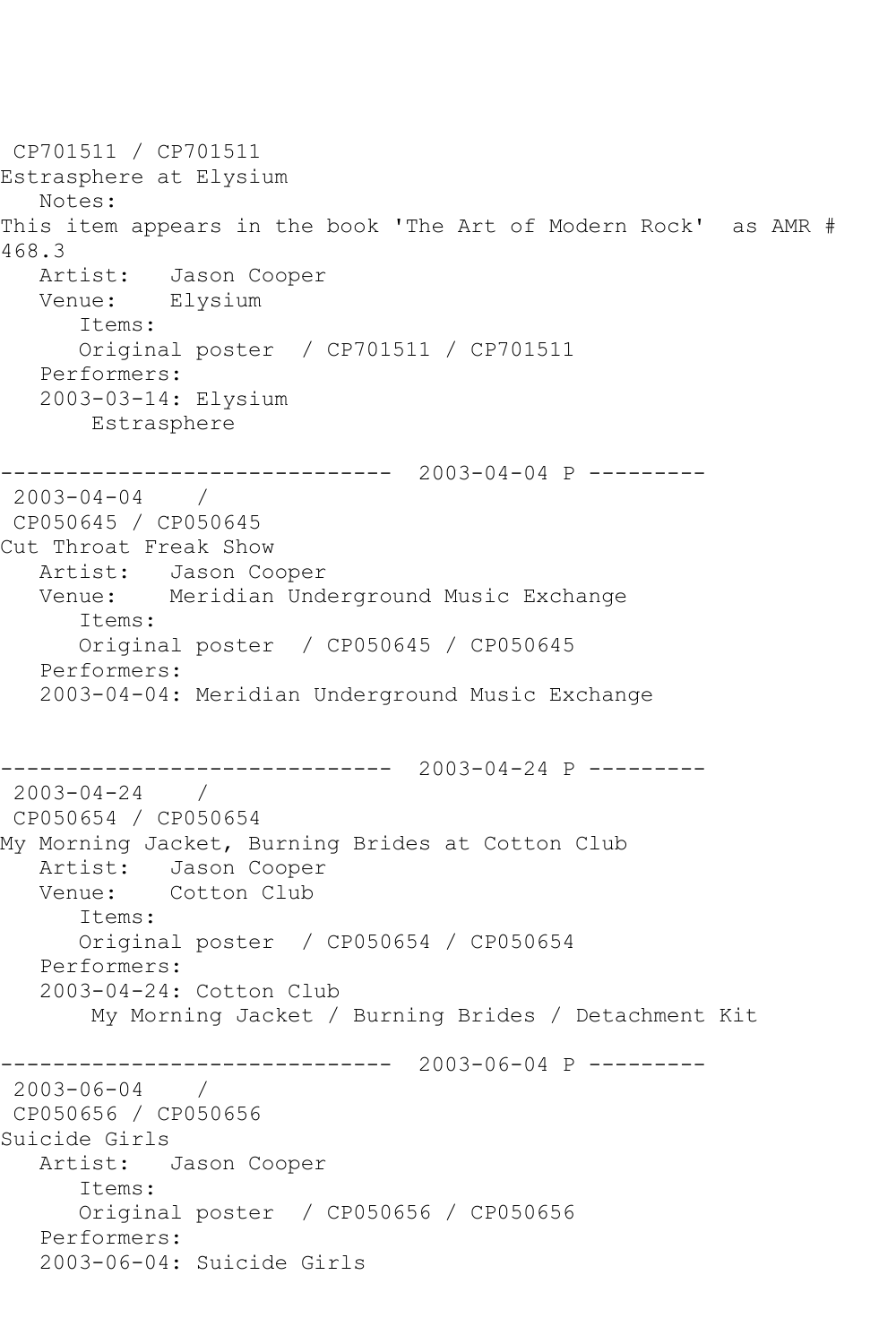CP701511 / CP701511
Estrasphere at Elysium
   Notes:
This item appears in the book 'The Art of Modern Rock'  as AMR # 468.3
   Artist:   Jason Cooper
   Venue:    Elysium
      Items:
      Original poster  / CP701511 / CP701511
   Performers:
   2003-03-14: Elysium
       Estrasphere

------------------------------  2003-04-04 P ---------
 2003-04-04    /
 CP050645 / CP050645
Cut Throat Freak Show
   Artist:   Jason Cooper
   Venue:    Meridian Underground Music Exchange
      Items:
      Original poster  / CP050645 / CP050645
   Performers:
   2003-04-04: Meridian Underground Music Exchange

------------------------------  2003-04-24 P ---------
 2003-04-24    /
 CP050654 / CP050654
My Morning Jacket, Burning Brides at Cotton Club
   Artist:   Jason Cooper
   Venue:    Cotton Club
      Items:
      Original poster  / CP050654 / CP050654
   Performers:
   2003-04-24: Cotton Club
       My Morning Jacket / Burning Brides / Detachment Kit

------------------------------  2003-06-04 P ---------
 2003-06-04    /
 CP050656 / CP050656
Suicide Girls
   Artist:   Jason Cooper
      Items:
      Original poster  / CP050656 / CP050656
   Performers:
   2003-06-04: Suicide Girls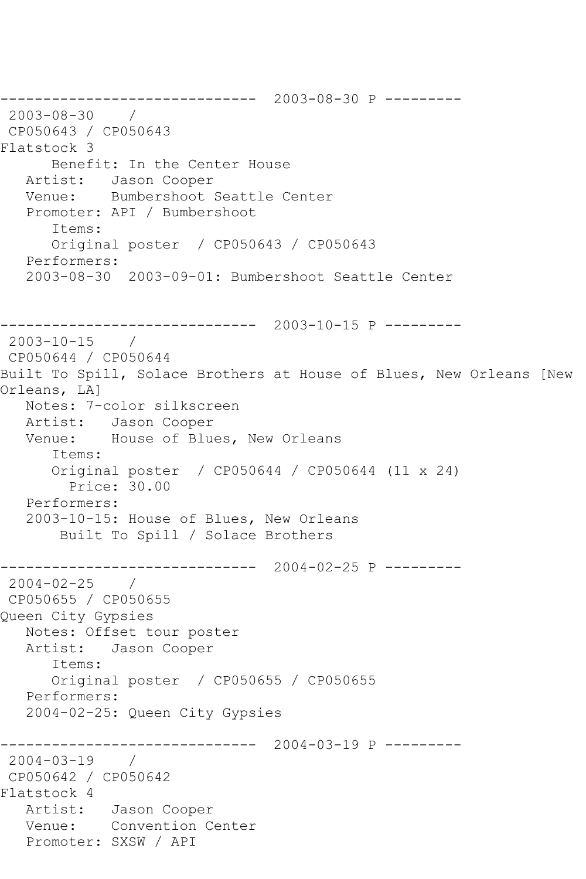```
------------------------------  2003-08-30 P ---------
 2003-08-30    /
 CP050643 / CP050643
Flatstock 3
      Benefit: In the Center House
   Artist:   Jason Cooper
   Venue:    Bumbershoot Seattle Center
   Promoter: API / Bumbershoot
      Items:
      Original poster  / CP050643 / CP050643
   Performers:
   2003-08-30  2003-09-01: Bumbershoot Seattle Center


------------------------------  2003-10-15 P ---------
 2003-10-15    /
 CP050644 / CP050644
Built To Spill, Solace Brothers at House of Blues, New Orleans [New
Orleans, LA]
   Notes: 7-color silkscreen
   Artist:   Jason Cooper
   Venue:    House of Blues, New Orleans
      Items:
      Original poster  / CP050644 / CP050644 (11 x 24)
        Price: 30.00
   Performers:
   2003-10-15: House of Blues, New Orleans
       Built To Spill / Solace Brothers

------------------------------  2004-02-25 P ---------
 2004-02-25    /
 CP050655 / CP050655
Queen City Gypsies
   Notes: Offset tour poster
   Artist:   Jason Cooper
      Items:
      Original poster  / CP050655 / CP050655
   Performers:
   2004-02-25: Queen City Gypsies

------------------------------  2004-03-19 P ---------
 2004-03-19    /
 CP050642 / CP050642
Flatstock 4
   Artist:   Jason Cooper
   Venue:    Convention Center
   Promoter: SXSW / API
```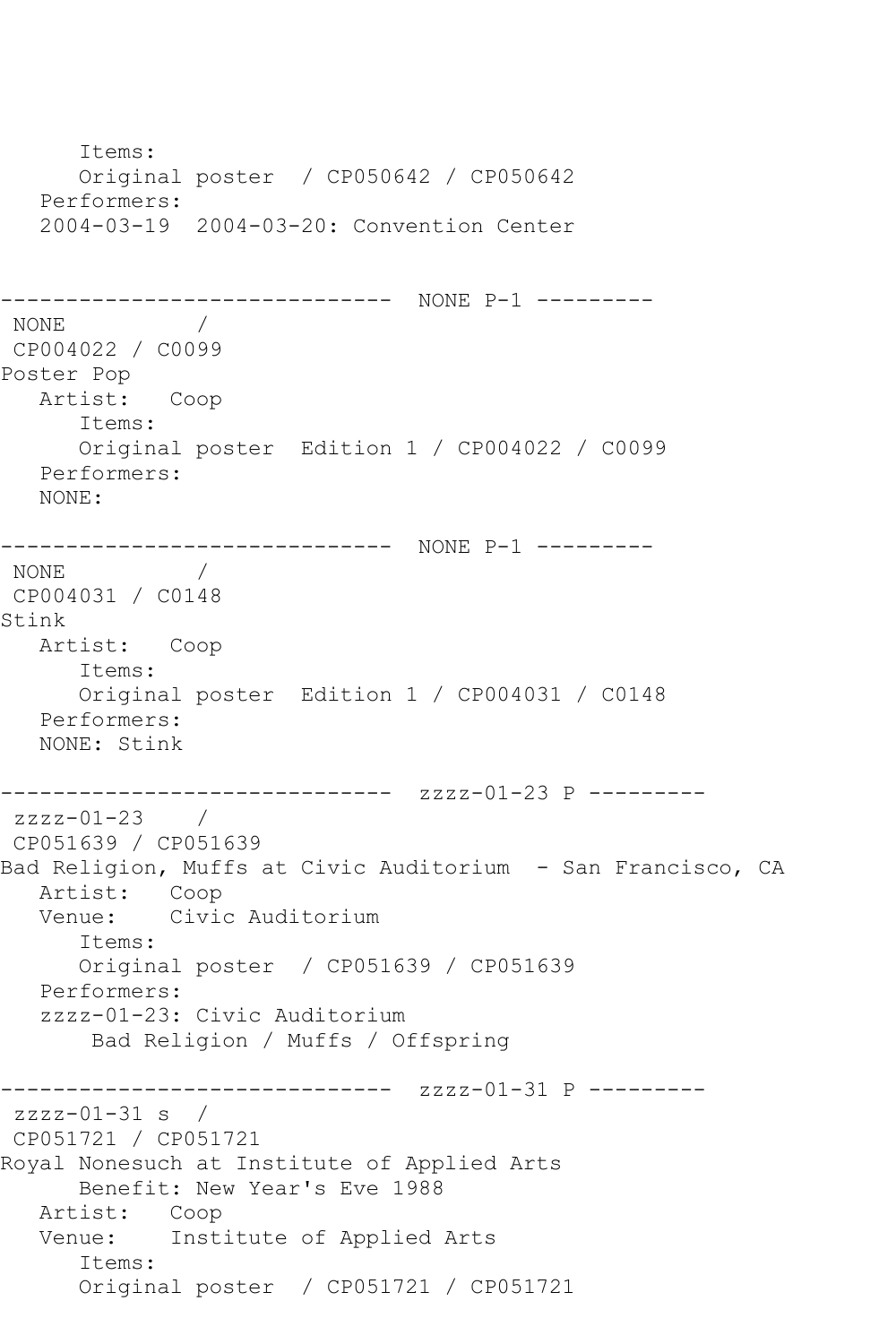```
      Items:
      Original poster  / CP050642 / CP050642
   Performers:
   2004-03-19  2004-03-20: Convention Center


------------------------------  NONE P-1 ---------
 NONE          /
 CP004022 / C0099
Poster Pop
   Artist:   Coop
      Items:
      Original poster  Edition 1 / CP004022 / C0099
   Performers:
   NONE:

------------------------------  NONE P-1 ---------
 NONE          /
 CP004031 / C0148
Stink
   Artist:   Coop
      Items:
      Original poster  Edition 1 / CP004031 / C0148
   Performers:
   NONE: Stink

------------------------------  zzzz-01-23 P ---------
 zzzz-01-23    /
 CP051639 / CP051639
Bad Religion, Muffs at Civic Auditorium  - San Francisco, CA
   Artist:   Coop
   Venue:    Civic Auditorium
      Items:
      Original poster  / CP051639 / CP051639
   Performers:
   zzzz-01-23: Civic Auditorium
       Bad Religion / Muffs / Offspring

------------------------------  zzzz-01-31 P ---------
 zzzz-01-31 s  /
 CP051721 / CP051721
Royal Nonesuch at Institute of Applied Arts
      Benefit: New Year's Eve 1988
   Artist:   Coop
   Venue:    Institute of Applied Arts
      Items:
      Original poster  / CP051721 / CP051721
```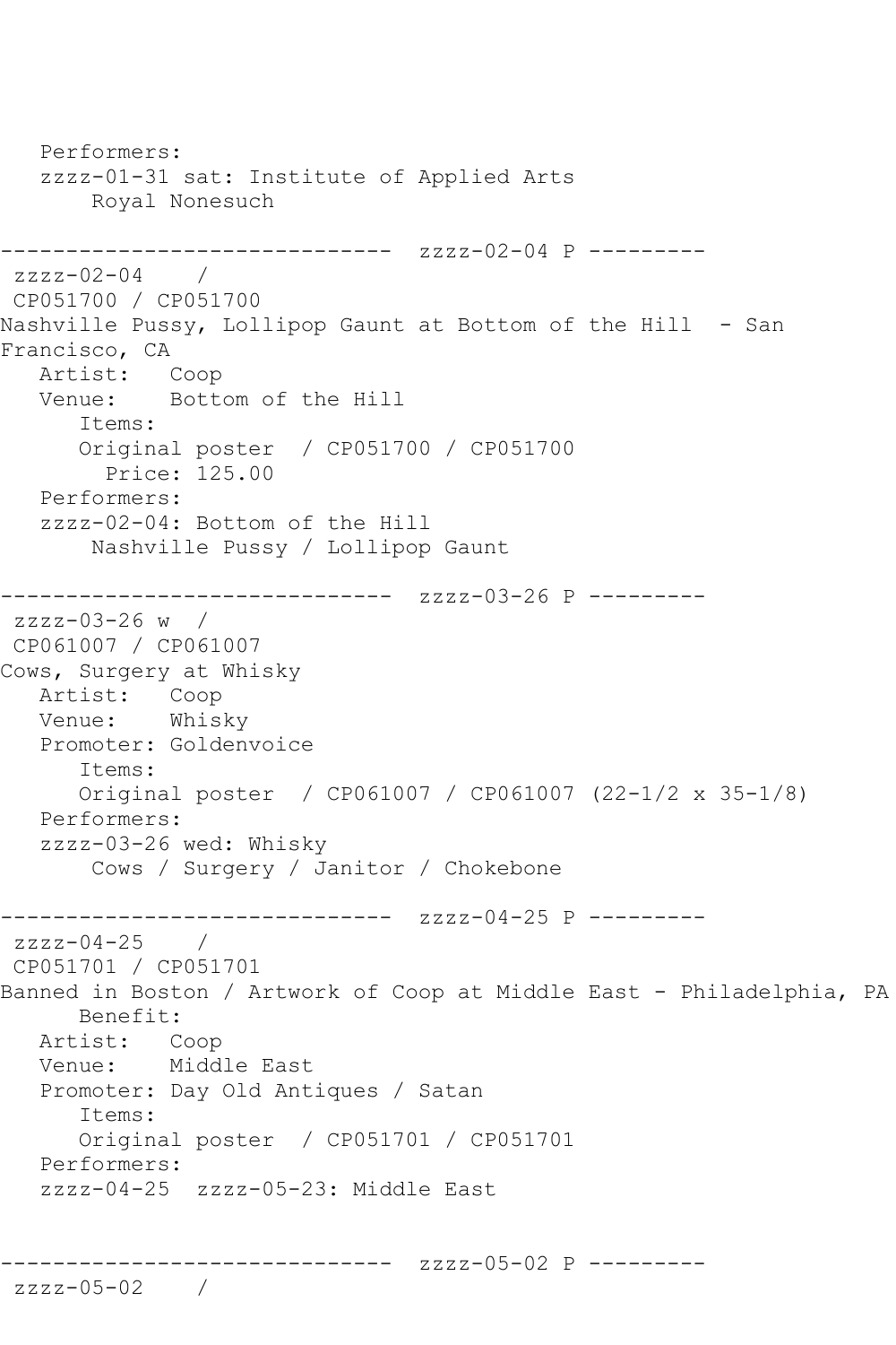```
   Performers:
   zzzz-01-31 sat: Institute of Applied Arts
       Royal Nonesuch

------------------------------  zzzz-02-04 P ---------
 zzzz-02-04    /
 CP051700 / CP051700
Nashville Pussy, Lollipop Gaunt at Bottom of the Hill  - San
Francisco, CA
   Artist:   Coop
   Venue:    Bottom of the Hill
      Items:
      Original poster  / CP051700 / CP051700
        Price: 125.00
   Performers:
   zzzz-02-04: Bottom of the Hill
       Nashville Pussy / Lollipop Gaunt

------------------------------  zzzz-03-26 P ---------
 zzzz-03-26 w  /
 CP061007 / CP061007
Cows, Surgery at Whisky
   Artist:   Coop
   Venue:    Whisky
   Promoter: Goldenvoice
      Items:
      Original poster  / CP061007 / CP061007 (22-1/2 x 35-1/8)
   Performers:
   zzzz-03-26 wed: Whisky
       Cows / Surgery / Janitor / Chokebone

------------------------------  zzzz-04-25 P ---------
 zzzz-04-25    /
 CP051701 / CP051701
Banned in Boston / Artwork of Coop at Middle East - Philadelphia, PA
      Benefit:
   Artist:   Coop
   Venue:    Middle East
   Promoter: Day Old Antiques / Satan
      Items:
      Original poster  / CP051701 / CP051701
   Performers:
   zzzz-04-25  zzzz-05-23: Middle East


------------------------------  zzzz-05-02 P ---------
 zzzz-05-02    /
```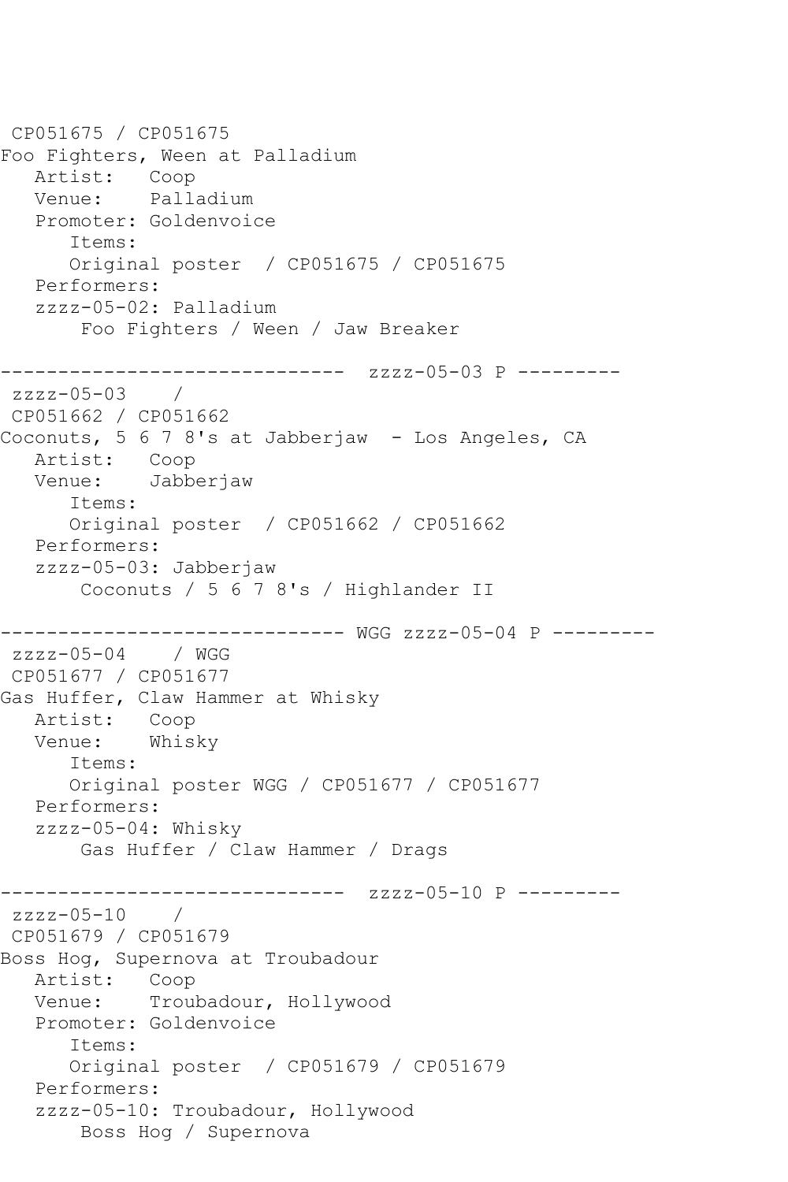```
 CP051675 / CP051675
Foo Fighters, Ween at Palladium
   Artist:   Coop
   Venue:    Palladium
   Promoter: Goldenvoice
      Items:
      Original poster  / CP051675 / CP051675
   Performers:
   zzzz-05-02: Palladium
       Foo Fighters / Ween / Jaw Breaker

------------------------------  zzzz-05-03 P ---------
 zzzz-05-03    /
 CP051662 / CP051662
Coconuts, 5 6 7 8's at Jabberjaw  - Los Angeles, CA
   Artist:   Coop
   Venue:    Jabberjaw
      Items:
      Original poster  / CP051662 / CP051662
   Performers:
   zzzz-05-03: Jabberjaw
       Coconuts / 5 6 7 8's / Highlander II

------------------------------ WGG zzzz-05-04 P ---------
 zzzz-05-04    / WGG
 CP051677 / CP051677
Gas Huffer, Claw Hammer at Whisky
   Artist:   Coop
   Venue:    Whisky
      Items:
      Original poster WGG / CP051677 / CP051677
   Performers:
   zzzz-05-04: Whisky
       Gas Huffer / Claw Hammer / Drags

------------------------------  zzzz-05-10 P ---------
 zzzz-05-10    /
 CP051679 / CP051679
Boss Hog, Supernova at Troubadour
   Artist:   Coop
   Venue:    Troubadour, Hollywood
   Promoter: Goldenvoice
      Items:
      Original poster  / CP051679 / CP051679
   Performers:
   zzzz-05-10: Troubadour, Hollywood
       Boss Hog / Supernova
```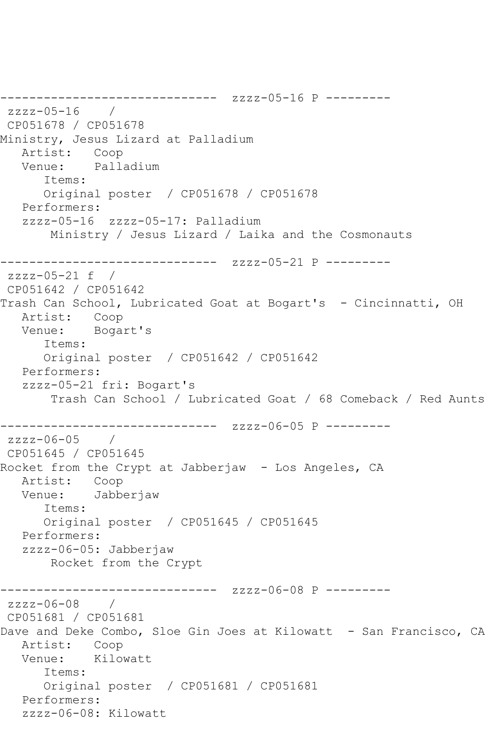```
------------------------------  zzzz-05-16 P ---------
 zzzz-05-16    /
 CP051678 / CP051678
Ministry, Jesus Lizard at Palladium
   Artist:   Coop
   Venue:    Palladium
      Items:
      Original poster  / CP051678 / CP051678
   Performers:
   zzzz-05-16  zzzz-05-17: Palladium
       Ministry / Jesus Lizard / Laika and the Cosmonauts

------------------------------  zzzz-05-21 P ---------
 zzzz-05-21 f  /
 CP051642 / CP051642
Trash Can School, Lubricated Goat at Bogart's  - Cincinnatti, OH
   Artist:   Coop
   Venue:    Bogart's
      Items:
      Original poster  / CP051642 / CP051642
   Performers:
   zzzz-05-21 fri: Bogart's
       Trash Can School / Lubricated Goat / 68 Comeback / Red Aunts

------------------------------  zzzz-06-05 P ---------
 zzzz-06-05    /
 CP051645 / CP051645
Rocket from the Crypt at Jabberjaw  - Los Angeles, CA
   Artist:   Coop
   Venue:    Jabberjaw
      Items:
      Original poster  / CP051645 / CP051645
   Performers:
   zzzz-06-05: Jabberjaw
       Rocket from the Crypt

------------------------------  zzzz-06-08 P ---------
 zzzz-06-08    /
 CP051681 / CP051681
Dave and Deke Combo, Sloe Gin Joes at Kilowatt  - San Francisco, CA
   Artist:   Coop
   Venue:    Kilowatt
      Items:
      Original poster  / CP051681 / CP051681
   Performers:
   zzzz-06-08: Kilowatt
```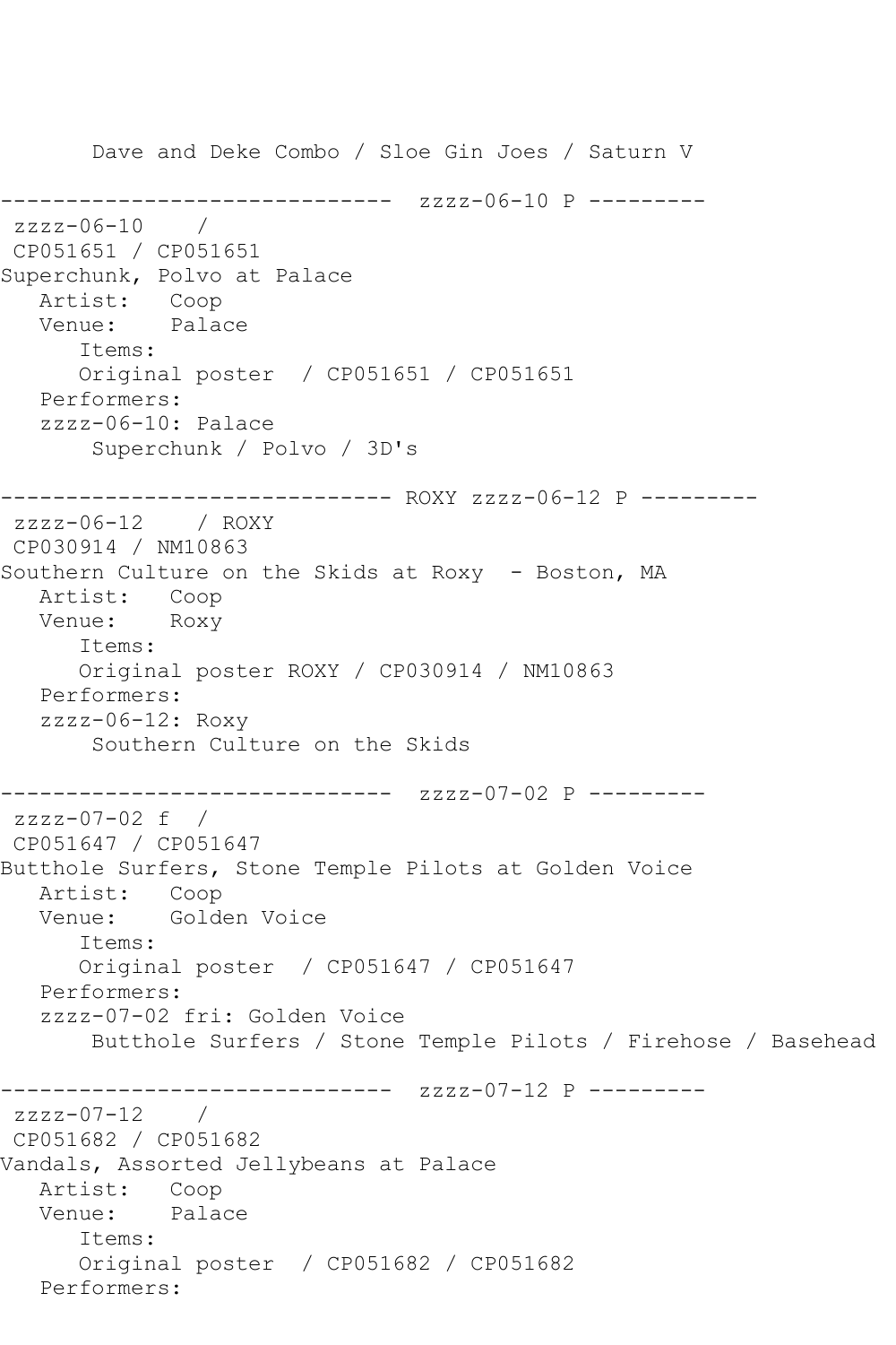```
       Dave and Deke Combo / Sloe Gin Joes / Saturn V

------------------------------  zzzz-06-10 P ---------
 zzzz-06-10    /
 CP051651 / CP051651
Superchunk, Polvo at Palace
   Artist:   Coop
   Venue:    Palace
      Items:
      Original poster  / CP051651 / CP051651
   Performers:
   zzzz-06-10: Palace
       Superchunk / Polvo / 3D's

------------------------------ ROXY zzzz-06-12 P ---------
 zzzz-06-12    / ROXY
 CP030914 / NM10863
Southern Culture on the Skids at Roxy  - Boston, MA
   Artist:   Coop
   Venue:    Roxy
      Items:
      Original poster ROXY / CP030914 / NM10863
   Performers:
   zzzz-06-12: Roxy
       Southern Culture on the Skids

------------------------------  zzzz-07-02 P ---------
 zzzz-07-02 f  /
 CP051647 / CP051647
Butthole Surfers, Stone Temple Pilots at Golden Voice
   Artist:   Coop
   Venue:    Golden Voice
      Items:
      Original poster  / CP051647 / CP051647
   Performers:
   zzzz-07-02 fri: Golden Voice
       Butthole Surfers / Stone Temple Pilots / Firehose / Basehead

------------------------------  zzzz-07-12 P ---------
 zzzz-07-12    /
 CP051682 / CP051682
Vandals, Assorted Jellybeans at Palace
   Artist:   Coop
   Venue:    Palace
      Items:
      Original poster  / CP051682 / CP051682
   Performers:
```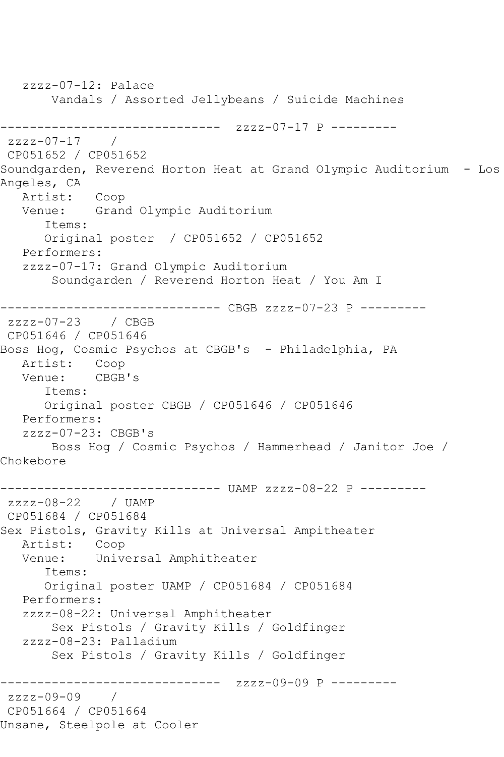zzzz-07-12: Palace
    Vandals / Assorted Jellybeans / Suicide Machines

------------------------------  zzzz-07-17 P ---------
zzzz-07-17    /
CP051652 / CP051652
Soundgarden, Reverend Horton Heat at Grand Olympic Auditorium  - Los Angeles, CA
   Artist:   Coop
   Venue:    Grand Olympic Auditorium
      Items:
      Original poster  / CP051652 / CP051652
   Performers:
   zzzz-07-17: Grand Olympic Auditorium
       Soundgarden / Reverend Horton Heat / You Am I

------------------------------ CBGB zzzz-07-23 P ---------
zzzz-07-23    / CBGB
CP051646 / CP051646
Boss Hog, Cosmic Psychos at CBGB's  - Philadelphia, PA
   Artist:   Coop
   Venue:    CBGB's
      Items:
      Original poster CBGB / CP051646 / CP051646
   Performers:
   zzzz-07-23: CBGB's
       Boss Hog / Cosmic Psychos / Hammerhead / Janitor Joe / Chokebore

------------------------------ UAMP zzzz-08-22 P ---------
zzzz-08-22    / UAMP
CP051684 / CP051684
Sex Pistols, Gravity Kills at Universal Ampitheater
   Artist:   Coop
   Venue:    Universal Amphitheater
      Items:
      Original poster UAMP / CP051684 / CP051684
   Performers:
   zzzz-08-22: Universal Amphitheater
       Sex Pistols / Gravity Kills / Goldfinger
   zzzz-08-23: Palladium
       Sex Pistols / Gravity Kills / Goldfinger

------------------------------  zzzz-09-09 P ---------
zzzz-09-09    /
CP051664 / CP051664
Unsane, Steelpole at Cooler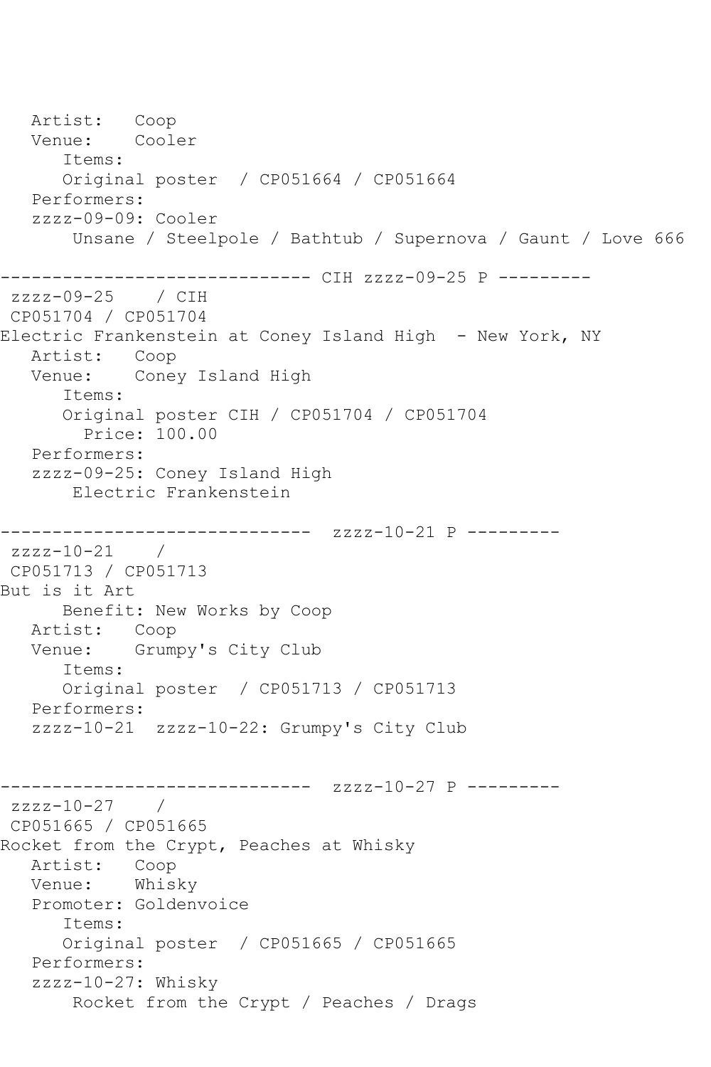```
   Artist:   Coop
   Venue:    Cooler
      Items:
      Original poster  / CP051664 / CP051664
   Performers:
   zzzz-09-09: Cooler
       Unsane / Steelpole / Bathtub / Supernova / Gaunt / Love 666

------------------------------ CIH zzzz-09-25 P ---------
 zzzz-09-25    / CIH
 CP051704 / CP051704
Electric Frankenstein at Coney Island High  - New York, NY
   Artist:   Coop
   Venue:    Coney Island High
      Items:
      Original poster CIH / CP051704 / CP051704
        Price: 100.00
   Performers:
   zzzz-09-25: Coney Island High
       Electric Frankenstein

------------------------------  zzzz-10-21 P ---------
 zzzz-10-21    /
 CP051713 / CP051713
But is it Art
      Benefit: New Works by Coop
   Artist:   Coop
   Venue:    Grumpy's City Club
      Items:
      Original poster  / CP051713 / CP051713
   Performers:
   zzzz-10-21  zzzz-10-22: Grumpy's City Club


------------------------------  zzzz-10-27 P ---------
 zzzz-10-27    /
 CP051665 / CP051665
Rocket from the Crypt, Peaches at Whisky
   Artist:   Coop
   Venue:    Whisky
   Promoter: Goldenvoice
      Items:
      Original poster  / CP051665 / CP051665
   Performers:
   zzzz-10-27: Whisky
       Rocket from the Crypt / Peaches / Drags
```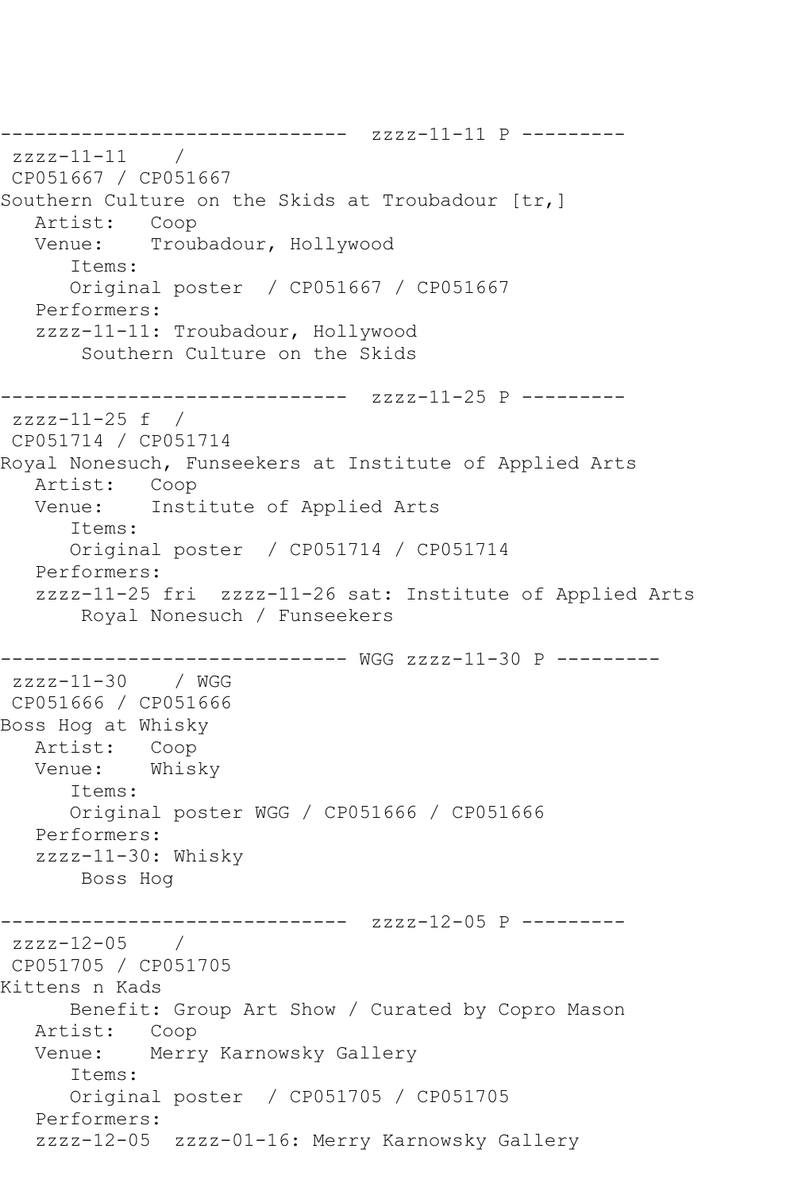```
------------------------------  zzzz-11-11 P ---------
 zzzz-11-11    / 
 CP051667 / CP051667
Southern Culture on the Skids at Troubadour [tr,]
   Artist:   Coop
   Venue:    Troubadour, Hollywood
      Items:
      Original poster  / CP051667 / CP051667
   Performers:
   zzzz-11-11: Troubadour, Hollywood
       Southern Culture on the Skids

------------------------------  zzzz-11-25 P ---------
 zzzz-11-25 f  / 
 CP051714 / CP051714
Royal Nonesuch, Funseekers at Institute of Applied Arts
   Artist:   Coop
   Venue:    Institute of Applied Arts
      Items:
      Original poster  / CP051714 / CP051714
   Performers:
   zzzz-11-25 fri  zzzz-11-26 sat: Institute of Applied Arts
       Royal Nonesuch / Funseekers

------------------------------ WGG zzzz-11-30 P ---------
 zzzz-11-30    / WGG
 CP051666 / CP051666
Boss Hog at Whisky
   Artist:   Coop
   Venue:    Whisky
      Items:
      Original poster WGG / CP051666 / CP051666
   Performers:
   zzzz-11-30: Whisky
       Boss Hog

------------------------------  zzzz-12-05 P ---------
 zzzz-12-05    / 
 CP051705 / CP051705
Kittens n Kads
      Benefit: Group Art Show / Curated by Copro Mason
   Artist:   Coop
   Venue:    Merry Karnowsky Gallery
      Items:
      Original poster  / CP051705 / CP051705
   Performers:
   zzzz-12-05  zzzz-01-16: Merry Karnowsky Gallery
```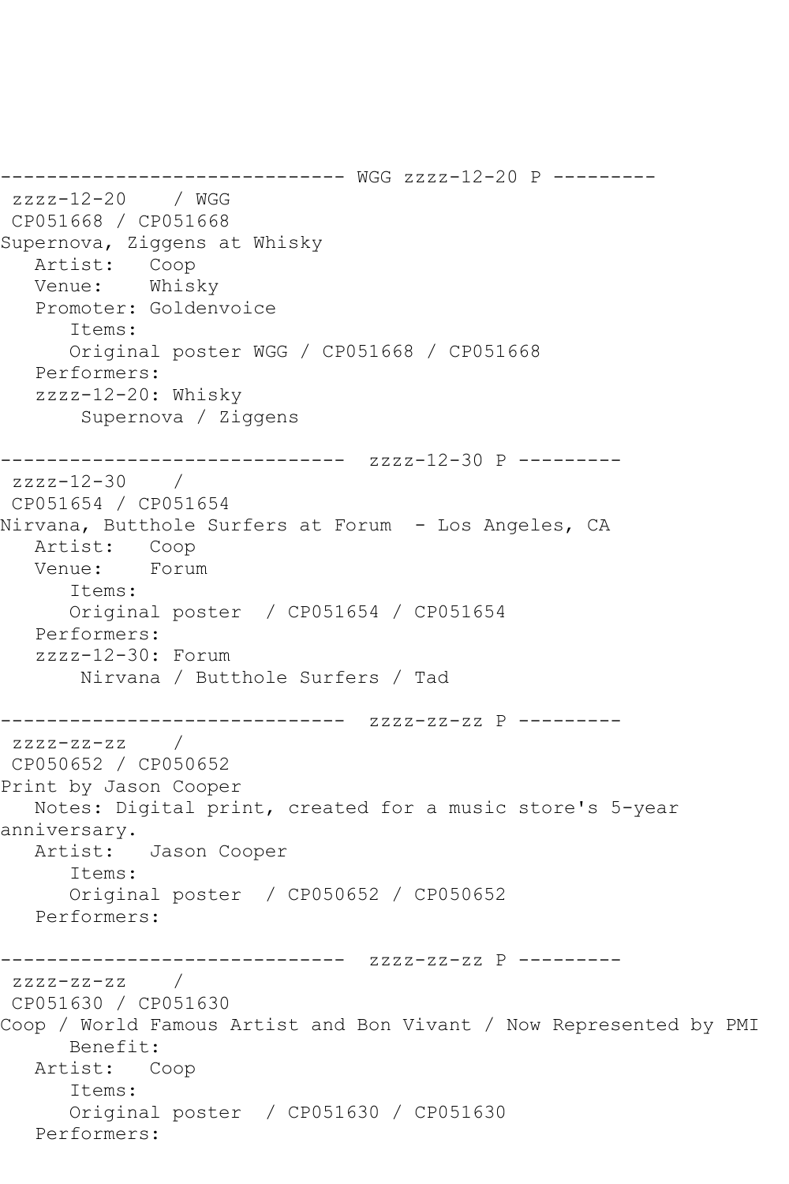```
------------------------------ WGG zzzz-12-20 P ---------
 zzzz-12-20    / WGG
 CP051668 / CP051668
Supernova, Ziggens at Whisky
   Artist:   Coop
   Venue:    Whisky
   Promoter: Goldenvoice
      Items:
      Original poster WGG / CP051668 / CP051668
   Performers:
   zzzz-12-20: Whisky
       Supernova / Ziggens

------------------------------  zzzz-12-30 P ---------
 zzzz-12-30    /
 CP051654 / CP051654
Nirvana, Butthole Surfers at Forum  - Los Angeles, CA
   Artist:   Coop
   Venue:    Forum
      Items:
      Original poster  / CP051654 / CP051654
   Performers:
   zzzz-12-30: Forum
       Nirvana / Butthole Surfers / Tad

------------------------------  zzzz-zz-zz P ---------
 zzzz-zz-zz    /
 CP050652 / CP050652
Print by Jason Cooper
   Notes: Digital print, created for a music store's 5-year
anniversary.
   Artist:   Jason Cooper
      Items:
      Original poster  / CP050652 / CP050652
   Performers:

------------------------------  zzzz-zz-zz P ---------
 zzzz-zz-zz    /
 CP051630 / CP051630
Coop / World Famous Artist and Bon Vivant / Now Represented by PMI
      Benefit:
   Artist:   Coop
      Items:
      Original poster  / CP051630 / CP051630
   Performers:
```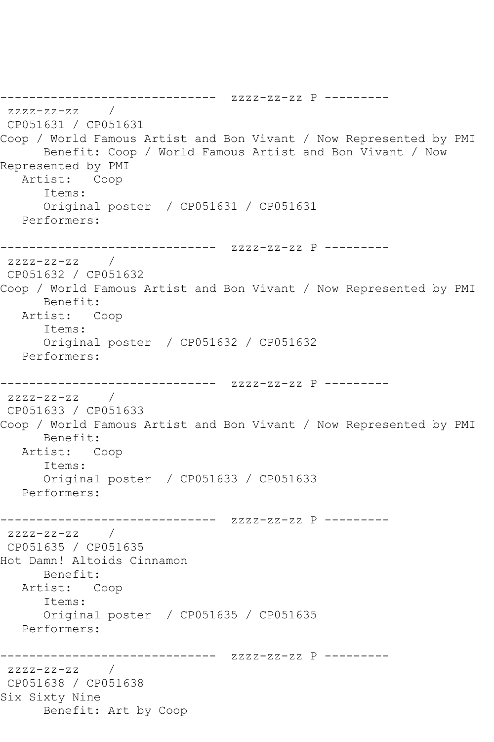```
------------------------------  zzzz-zz-zz P ---------
 zzzz-zz-zz    /
 CP051631 / CP051631
Coop / World Famous Artist and Bon Vivant / Now Represented by PMI
      Benefit: Coop / World Famous Artist and Bon Vivant / Now
Represented by PMI
   Artist:   Coop
      Items:
      Original poster  / CP051631 / CP051631
   Performers:

------------------------------  zzzz-zz-zz P ---------
 zzzz-zz-zz    /
 CP051632 / CP051632
Coop / World Famous Artist and Bon Vivant / Now Represented by PMI
      Benefit:
   Artist:   Coop
      Items:
      Original poster  / CP051632 / CP051632
   Performers:

------------------------------  zzzz-zz-zz P ---------
 zzzz-zz-zz    /
 CP051633 / CP051633
Coop / World Famous Artist and Bon Vivant / Now Represented by PMI
      Benefit:
   Artist:   Coop
      Items:
      Original poster  / CP051633 / CP051633
   Performers:

------------------------------  zzzz-zz-zz P ---------
 zzzz-zz-zz    /
 CP051635 / CP051635
Hot Damn! Altoids Cinnamon
      Benefit:
   Artist:   Coop
      Items:
      Original poster  / CP051635 / CP051635
   Performers:

------------------------------  zzzz-zz-zz P ---------
 zzzz-zz-zz    /
 CP051638 / CP051638
Six Sixty Nine
      Benefit: Art by Coop
```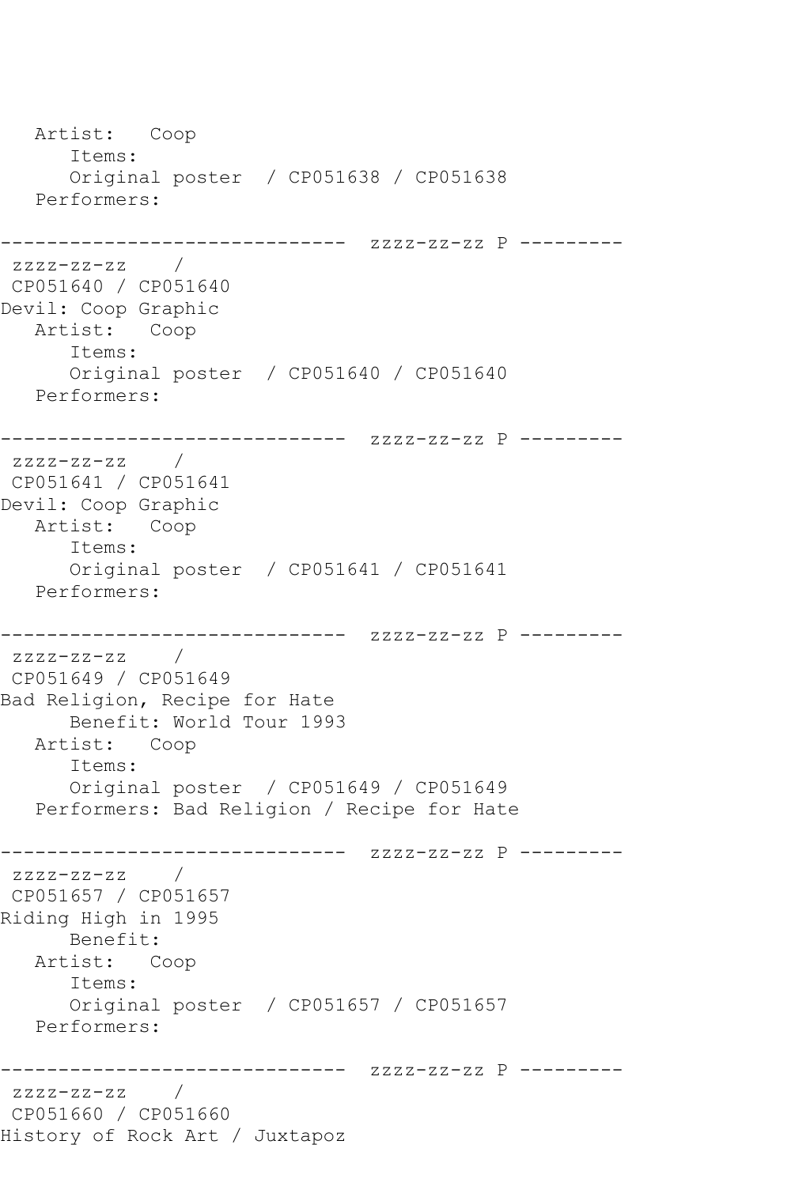```
   Artist:   Coop
      Items:
      Original poster  / CP051638 / CP051638
   Performers:

------------------------------  zzzz-zz-zz P ---------
 zzzz-zz-zz    /
 CP051640 / CP051640
Devil: Coop Graphic
   Artist:   Coop
      Items:
      Original poster  / CP051640 / CP051640
   Performers:

------------------------------  zzzz-zz-zz P ---------
 zzzz-zz-zz    /
 CP051641 / CP051641
Devil: Coop Graphic
   Artist:   Coop
      Items:
      Original poster  / CP051641 / CP051641
   Performers:

------------------------------  zzzz-zz-zz P ---------
 zzzz-zz-zz    /
 CP051649 / CP051649
Bad Religion, Recipe for Hate
      Benefit: World Tour 1993
   Artist:   Coop
      Items:
      Original poster  / CP051649 / CP051649
   Performers: Bad Religion / Recipe for Hate

------------------------------  zzzz-zz-zz P ---------
 zzzz-zz-zz    /
 CP051657 / CP051657
Riding High in 1995
      Benefit:
   Artist:   Coop
      Items:
      Original poster  / CP051657 / CP051657
   Performers:

------------------------------  zzzz-zz-zz P ---------
 zzzz-zz-zz    /
 CP051660 / CP051660
History of Rock Art / Juxtapoz
```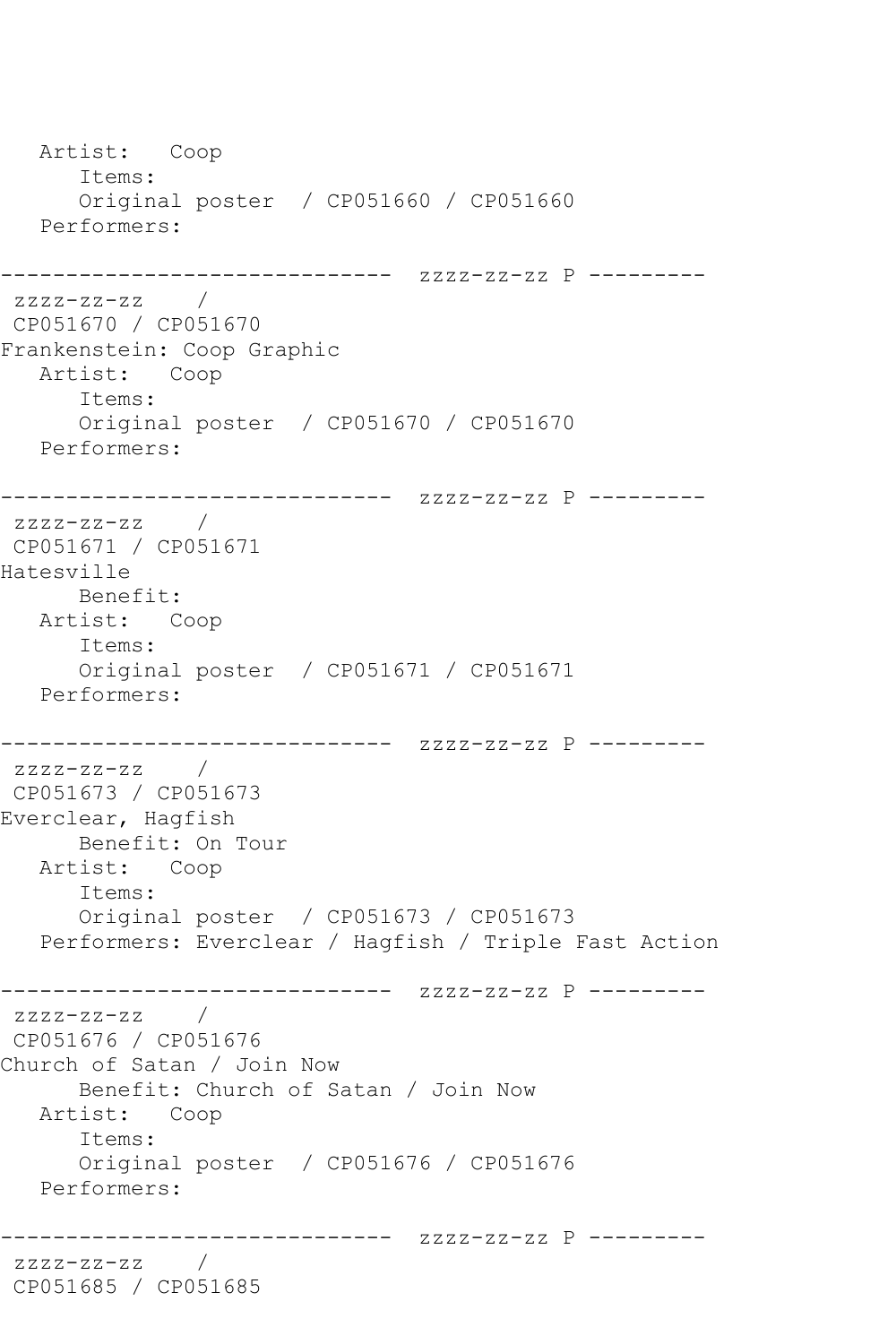```
   Artist:   Coop
      Items:
      Original poster  / CP051660 / CP051660
   Performers:

------------------------------  zzzz-zz-zz P ---------
 zzzz-zz-zz    /
 CP051670 / CP051670
Frankenstein: Coop Graphic
   Artist:   Coop
      Items:
      Original poster  / CP051670 / CP051670
   Performers:

------------------------------  zzzz-zz-zz P ---------
 zzzz-zz-zz    /
 CP051671 / CP051671
Hatesville
      Benefit:
   Artist:   Coop
      Items:
      Original poster  / CP051671 / CP051671
   Performers:

------------------------------  zzzz-zz-zz P ---------
 zzzz-zz-zz    /
 CP051673 / CP051673
Everclear, Hagfish
      Benefit: On Tour
   Artist:   Coop
      Items:
      Original poster  / CP051673 / CP051673
   Performers: Everclear / Hagfish / Triple Fast Action

------------------------------  zzzz-zz-zz P ---------
 zzzz-zz-zz    /
 CP051676 / CP051676
Church of Satan / Join Now
      Benefit: Church of Satan / Join Now
   Artist:   Coop
      Items:
      Original poster  / CP051676 / CP051676
   Performers:

------------------------------  zzzz-zz-zz P ---------
 zzzz-zz-zz    /
 CP051685 / CP051685
```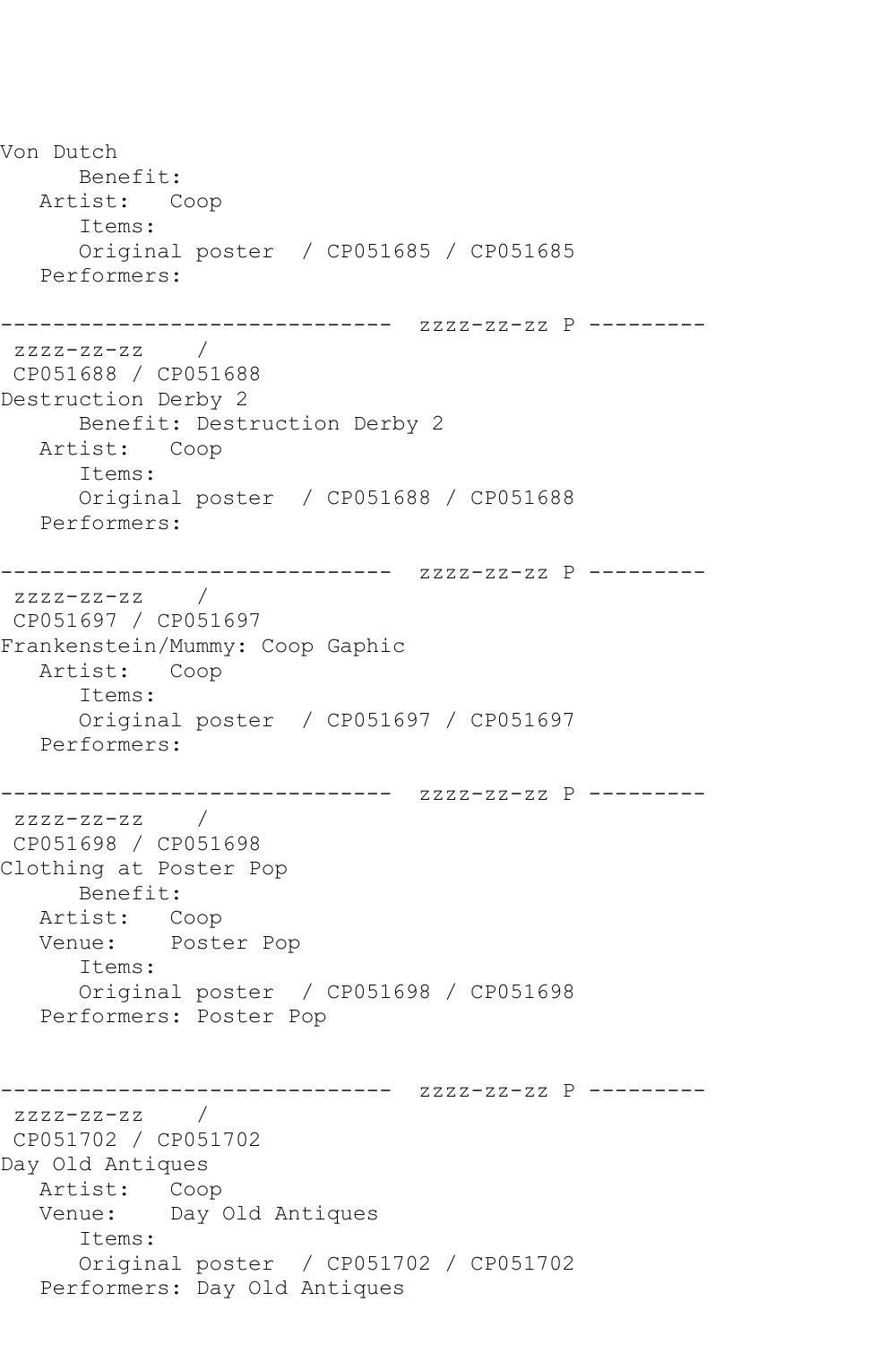```
Von Dutch
      Benefit: 
   Artist:   Coop
      Items:
      Original poster  / CP051685 / CP051685
   Performers: 

------------------------------  zzzz-zz-zz P ---------
 zzzz-zz-zz    / 
 CP051688 / CP051688
Destruction Derby 2
      Benefit: Destruction Derby 2
   Artist:   Coop
      Items:
      Original poster  / CP051688 / CP051688
   Performers: 

------------------------------  zzzz-zz-zz P ---------
 zzzz-zz-zz    / 
 CP051697 / CP051697
Frankenstein/Mummy: Coop Gaphic
   Artist:   Coop
      Items:
      Original poster  / CP051697 / CP051697
   Performers: 

------------------------------  zzzz-zz-zz P ---------
 zzzz-zz-zz    / 
 CP051698 / CP051698
Clothing at Poster Pop
      Benefit: 
   Artist:   Coop
   Venue:    Poster Pop
      Items:
      Original poster  / CP051698 / CP051698
   Performers: Poster Pop


------------------------------  zzzz-zz-zz P ---------
 zzzz-zz-zz    / 
 CP051702 / CP051702
Day Old Antiques
   Artist:   Coop
   Venue:    Day Old Antiques
      Items:
      Original poster  / CP051702 / CP051702
   Performers: Day Old Antiques
```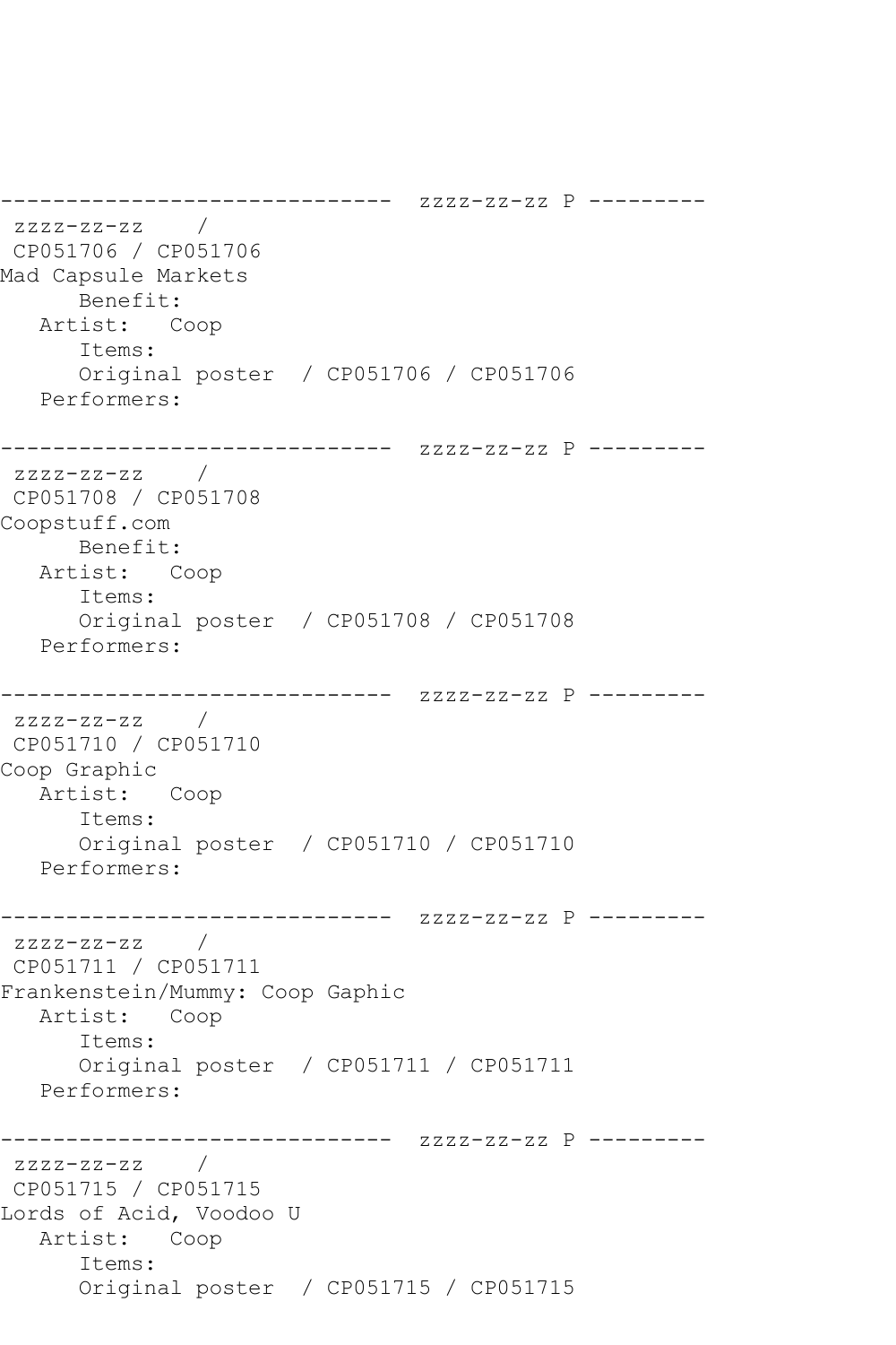```
------------------------------  zzzz-zz-zz P ---------
 zzzz-zz-zz    /
 CP051706 / CP051706
Mad Capsule Markets
      Benefit:
   Artist:   Coop
      Items:
      Original poster  / CP051706 / CP051706
   Performers:

------------------------------  zzzz-zz-zz P ---------
 zzzz-zz-zz    /
 CP051708 / CP051708
Coopstuff.com
      Benefit:
   Artist:   Coop
      Items:
      Original poster  / CP051708 / CP051708
   Performers:

------------------------------  zzzz-zz-zz P ---------
 zzzz-zz-zz    /
 CP051710 / CP051710
Coop Graphic
   Artist:   Coop
      Items:
      Original poster  / CP051710 / CP051710
   Performers:

------------------------------  zzzz-zz-zz P ---------
 zzzz-zz-zz    /
 CP051711 / CP051711
Frankenstein/Mummy: Coop Gaphic
   Artist:   Coop
      Items:
      Original poster  / CP051711 / CP051711
   Performers:

------------------------------  zzzz-zz-zz P ---------
 zzzz-zz-zz    /
 CP051715 / CP051715
Lords of Acid, Voodoo U
   Artist:   Coop
      Items:
      Original poster  / CP051715 / CP051715
```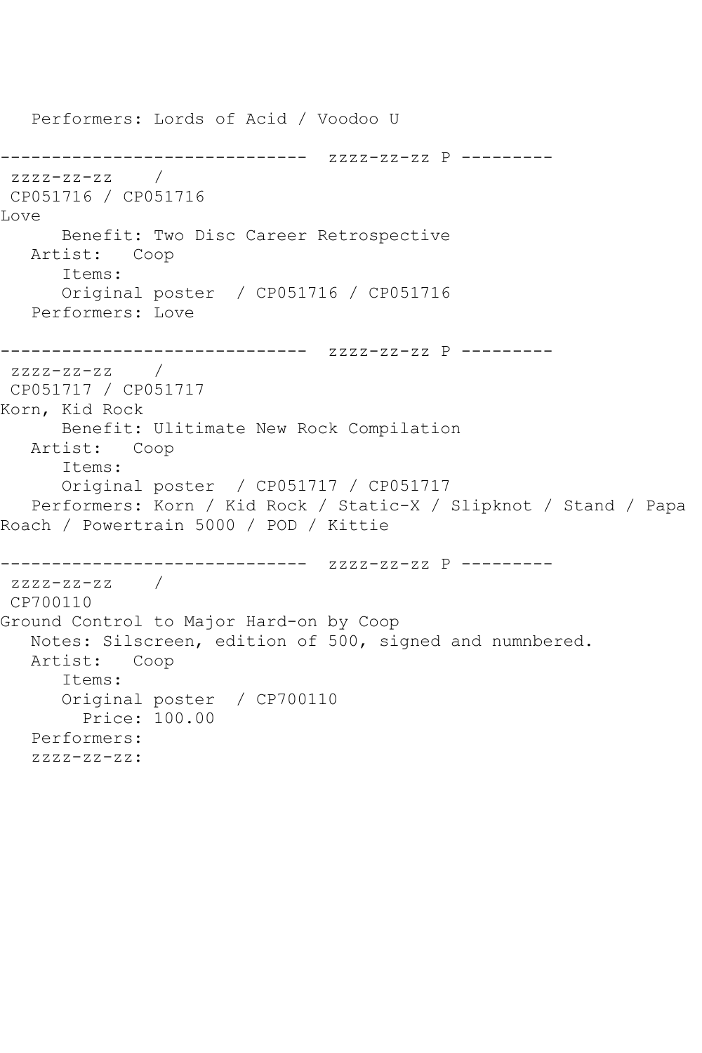Performers: Lords of Acid / Voodoo U

------------------------------ zzzz-zz-zz P ---------

zzzz-zz-zz /
CP051716 / CP051716
Love
Benefit: Two Disc Career Retrospective
Artist: Coop
Items:
Original poster / CP051716 / CP051716
Performers: Love

------------------------------ zzzz-zz-zz P ---------

zzzz-zz-zz /
CP051717 / CP051717
Korn, Kid Rock
Benefit: Ulitimate New Rock Compilation
Artist: Coop
Items:
Original poster / CP051717 / CP051717
Performers: Korn / Kid Rock / Static-X / Slipknot / Stand / Papa Roach / Powertrain 5000 / POD / Kittie

------------------------------ zzzz-zz-zz P ---------

zzzz-zz-zz /
CP700110
Ground Control to Major Hard-on by Coop
Notes: Silscreen, edition of 500, signed and numnbered.
Artist: Coop
Items:
Original poster / CP700110
Price: 100.00
Performers:
zzzz-zz-zz: